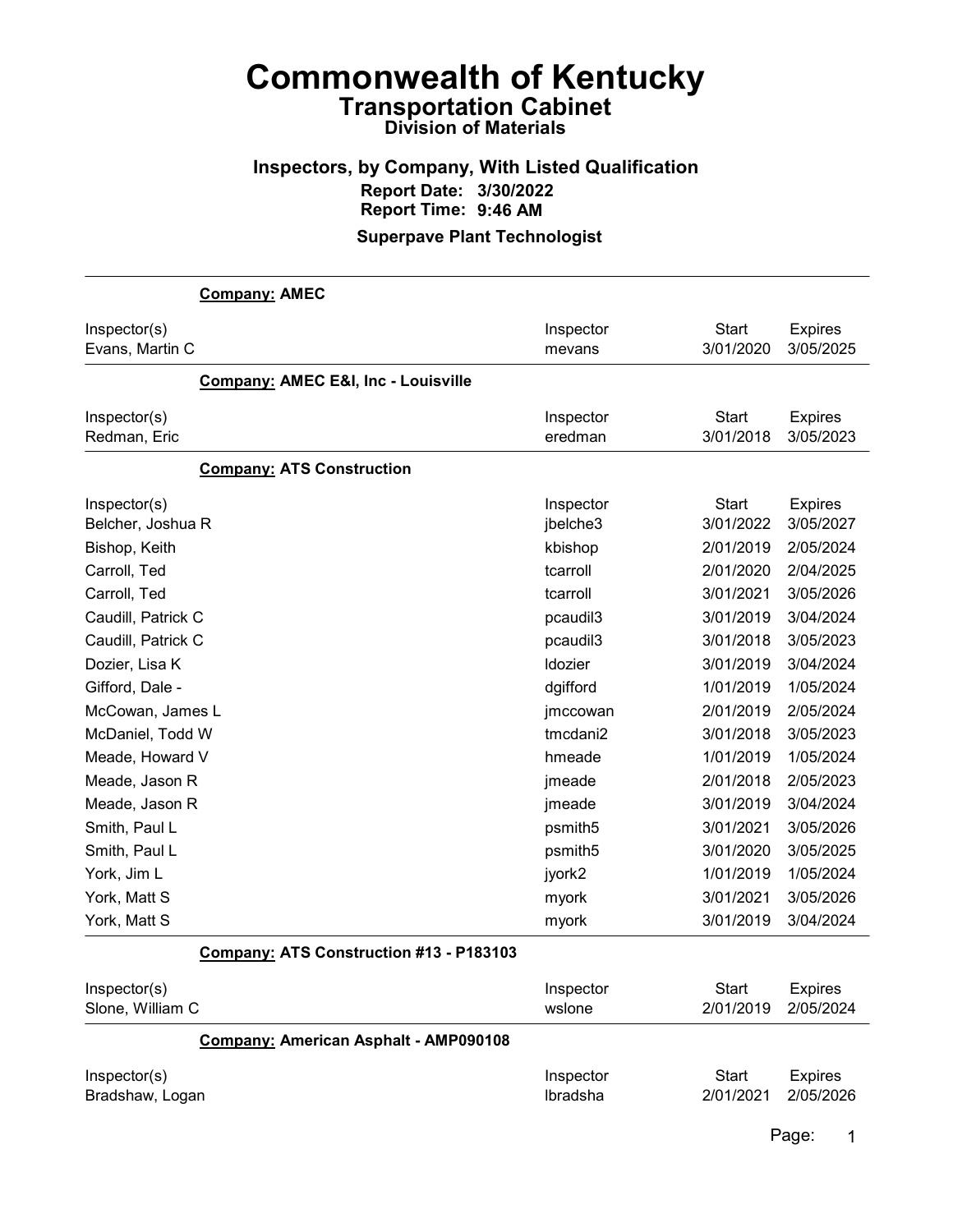# Commonwealth of Kentucky

## Transportation Cabinet

### Division of Materials

### Inspectors, by Company, With Listed Qualification

**Report Date: 3/30/2022**
**Report Time: 9:46 AM**

**Superpave Plant Technologist**

**Company: AMEC**

| Inspector(s) | Inspector | Start | Expires |
|---|---|---|---|
| Evans, Martin C | mevans | 3/01/2020 | 3/05/2025 |

**Company: AMEC E&I, Inc - Louisville**

| Inspector(s) | Inspector | Start | Expires |
|---|---|---|---|
| Redman, Eric | eredman | 3/01/2018 | 3/05/2023 |

**Company: ATS Construction**

| Inspector(s) | Inspector | Start | Expires |
|---|---|---|---|
| Belcher, Joshua R | jbelche3 | 3/01/2022 | 3/05/2027 |
| Bishop, Keith | kbishop | 2/01/2019 | 2/05/2024 |
| Carroll, Ted | tcarroll | 2/01/2020 | 2/04/2025 |
| Carroll, Ted | tcarroll | 3/01/2021 | 3/05/2026 |
| Caudill, Patrick C | pcaudil3 | 3/01/2019 | 3/04/2024 |
| Caudill, Patrick C | pcaudil3 | 3/01/2018 | 3/05/2023 |
| Dozier, Lisa K | ldozier | 3/01/2019 | 3/04/2024 |
| Gifford, Dale - | dgifford | 1/01/2019 | 1/05/2024 |
| McCowan, James L | jmccowan | 2/01/2019 | 2/05/2024 |
| McDaniel, Todd W | tmcdani2 | 3/01/2018 | 3/05/2023 |
| Meade, Howard V | hmeade | 1/01/2019 | 1/05/2024 |
| Meade, Jason R | jmeade | 2/01/2018 | 2/05/2023 |
| Meade, Jason R | jmeade | 3/01/2019 | 3/04/2024 |
| Smith, Paul L | psmith5 | 3/01/2021 | 3/05/2026 |
| Smith, Paul L | psmith5 | 3/01/2020 | 3/05/2025 |
| York, Jim L | jyork2 | 1/01/2019 | 1/05/2024 |
| York, Matt S | myork | 3/01/2021 | 3/05/2026 |
| York, Matt S | myork | 3/01/2019 | 3/04/2024 |

**Company: ATS Construction #13 - P183103**

| Inspector(s) | Inspector | Start | Expires |
|---|---|---|---|
| Slone, William C | wslone | 2/01/2019 | 2/05/2024 |

**Company: American Asphalt - AMP090108**

| Inspector(s) | Inspector | Start | Expires |
|---|---|---|---|
| Bradshaw, Logan | lbradsha | 2/01/2021 | 2/05/2026 |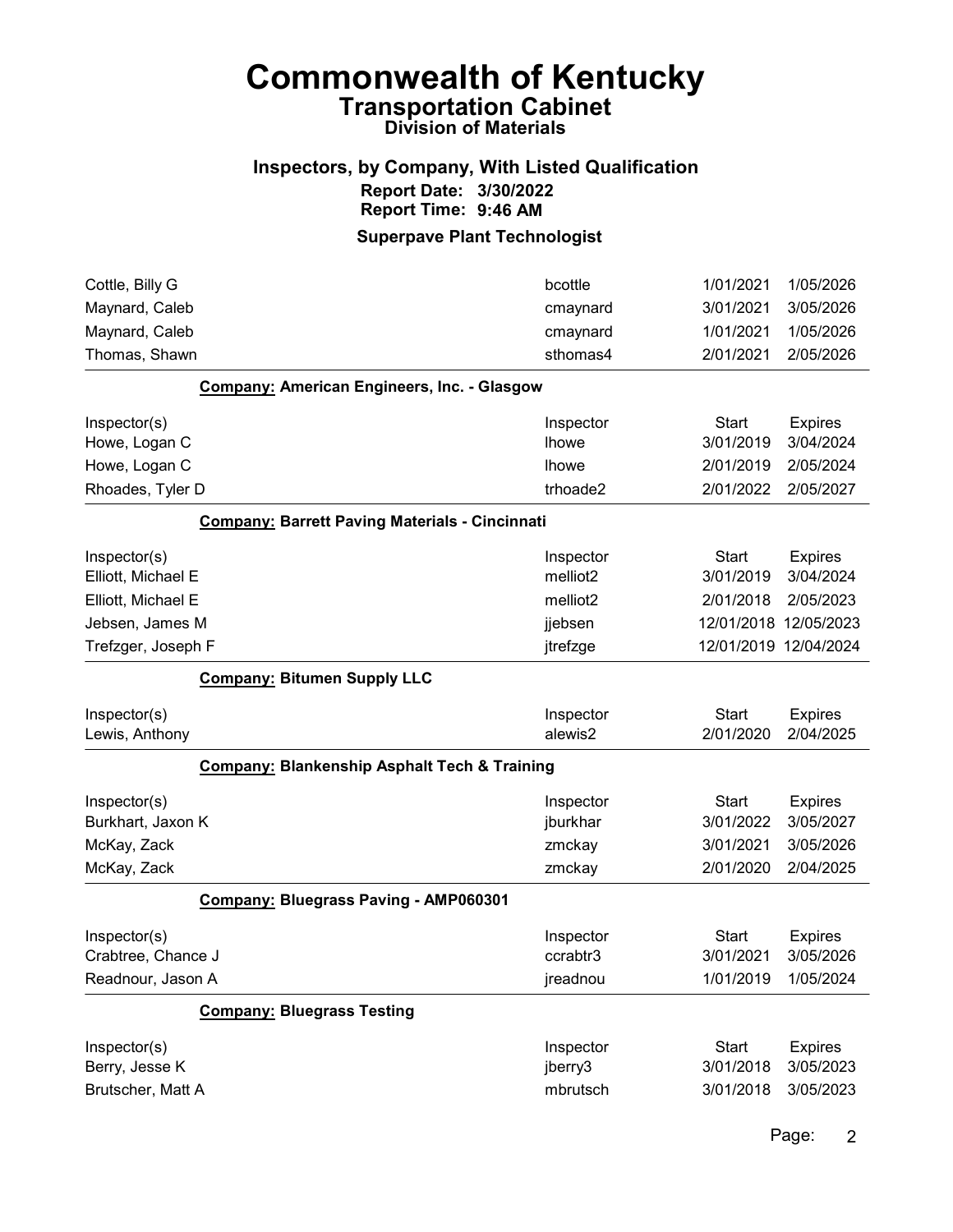# Commonwealth of Kentucky
## Transportation Cabinet
### Division of Materials

### Inspectors, by Company, With Listed Qualification
**Report Date: 3/30/2022**
**Report Time: 9:46 AM**

### Superpave Plant Technologist

| Inspector(s) | Inspector | Start | Expires |
|---|---|---|---|
| Cottle, Billy G | bcottle | 1/01/2021 | 1/05/2026 |
| Maynard, Caleb | cmaynard | 3/01/2021 | 3/05/2026 |
| Maynard, Caleb | cmaynard | 1/01/2021 | 1/05/2026 |
| Thomas, Shawn | sthomas4 | 2/01/2021 | 2/05/2026 |

**Company:** American Engineers, Inc. - Glasgow

| Inspector(s) | Inspector | Start | Expires |
|---|---|---|---|
| Howe, Logan C | lhowe | 3/01/2019 | 3/04/2024 |
| Howe, Logan C | lhowe | 2/01/2019 | 2/05/2024 |
| Rhoades, Tyler D | trhoade2 | 2/01/2022 | 2/05/2027 |

**Company:** Barrett Paving Materials - Cincinnati

| Inspector(s) | Inspector | Start | Expires |
|---|---|---|---|
| Elliott, Michael E | melliot2 | 3/01/2019 | 3/04/2024 |
| Elliott, Michael E | melliot2 | 2/01/2018 | 2/05/2023 |
| Jebsen, James M | jjebsen | 12/01/2018 | 12/05/2023 |
| Trefzger, Joseph F | jtrefzge | 12/01/2019 | 12/04/2024 |

**Company:** Bitumen Supply LLC

| Inspector(s) | Inspector | Start | Expires |
|---|---|---|---|
| Lewis, Anthony | alewis2 | 2/01/2020 | 2/04/2025 |

**Company:** Blankenship Asphalt Tech & Training

| Inspector(s) | Inspector | Start | Expires |
|---|---|---|---|
| Burkhart, Jaxon K | jburkhar | 3/01/2022 | 3/05/2027 |
| McKay, Zack | zmckay | 3/01/2021 | 3/05/2026 |
| McKay, Zack | zmckay | 2/01/2020 | 2/04/2025 |

**Company:** Bluegrass Paving - AMP060301

| Inspector(s) | Inspector | Start | Expires |
|---|---|---|---|
| Crabtree, Chance J | ccrabtr3 | 3/01/2021 | 3/05/2026 |
| Readnour, Jason A | jreadnou | 1/01/2019 | 1/05/2024 |

**Company:** Bluegrass Testing

| Inspector(s) | Inspector | Start | Expires |
|---|---|---|---|
| Berry, Jesse K | jberry3 | 3/01/2018 | 3/05/2023 |
| Brutscher, Matt A | mbrutsch | 3/01/2018 | 3/05/2023 |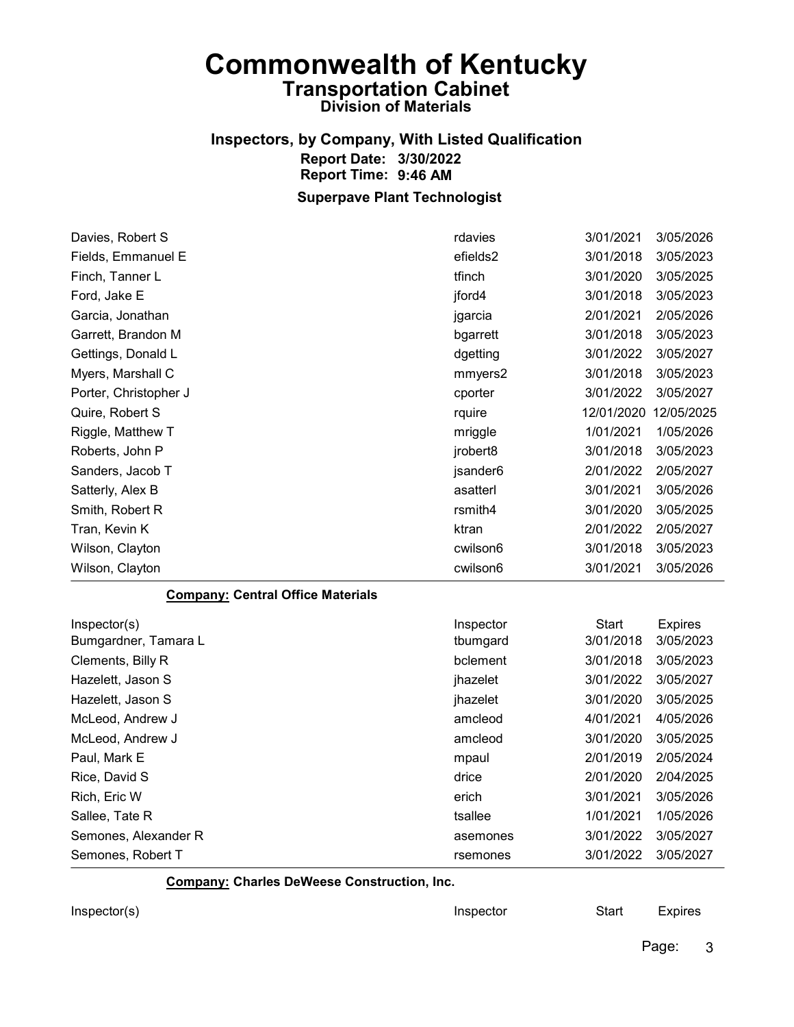# Commonwealth of Kentucky

## Transportation Cabinet

### Division of Materials

### Inspectors, by Company, With Listed Qualification

**Report Date: 3/30/2022**

**Report Time: 9:46 AM**

**Superpave Plant Technologist**

| Inspector(s) | Inspector | Start | Expires |
|---|---|---|---|
| Davies, Robert S | rdavies | 3/01/2021 | 3/05/2026 |
| Fields, Emmanuel E | efields2 | 3/01/2018 | 3/05/2023 |
| Finch, Tanner L | tfinch | 3/01/2020 | 3/05/2025 |
| Ford, Jake E | jford4 | 3/01/2018 | 3/05/2023 |
| Garcia, Jonathan | jgarcia | 2/01/2021 | 2/05/2026 |
| Garrett, Brandon M | bgarrett | 3/01/2018 | 3/05/2023 |
| Gettings, Donald L | dgetting | 3/01/2022 | 3/05/2027 |
| Myers, Marshall C | mmyers2 | 3/01/2018 | 3/05/2023 |
| Porter, Christopher J | cporter | 3/01/2022 | 3/05/2027 |
| Quire, Robert S | rquire | 12/01/2020 | 12/05/2025 |
| Riggle, Matthew T | mriggle | 1/01/2021 | 1/05/2026 |
| Roberts, John P | jrobert8 | 3/01/2018 | 3/05/2023 |
| Sanders, Jacob T | jsander6 | 2/01/2022 | 2/05/2027 |
| Satterly, Alex B | asatterl | 3/01/2021 | 3/05/2026 |
| Smith, Robert R | rsmith4 | 3/01/2020 | 3/05/2025 |
| Tran, Kevin K | ktran | 2/01/2022 | 2/05/2027 |
| Wilson, Clayton | cwilson6 | 3/01/2018 | 3/05/2023 |
| Wilson, Clayton | cwilson6 | 3/01/2021 | 3/05/2026 |

**Company: Central Office Materials**

| Inspector(s) | Inspector | Start | Expires |
|---|---|---|---|
| Bumgardner, Tamara L | tbumgard | 3/01/2018 | 3/05/2023 |
| Clements, Billy R | bclement | 3/01/2018 | 3/05/2023 |
| Hazelett, Jason S | jhazelet | 3/01/2022 | 3/05/2027 |
| Hazelett, Jason S | jhazelet | 3/01/2020 | 3/05/2025 |
| McLeod, Andrew J | amcleod | 4/01/2021 | 4/05/2026 |
| McLeod, Andrew J | amcleod | 3/01/2020 | 3/05/2025 |
| Paul, Mark E | mpaul | 2/01/2019 | 2/05/2024 |
| Rice, David S | drice | 2/01/2020 | 2/04/2025 |
| Rich, Eric W | erich | 3/01/2021 | 3/05/2026 |
| Sallee, Tate R | tsallee | 1/01/2021 | 1/05/2026 |
| Semones, Alexander R | asemones | 3/01/2022 | 3/05/2027 |
| Semones, Robert T | rsemones | 3/01/2022 | 3/05/2027 |

**Company: Charles DeWeese Construction, Inc.**

| Inspector(s) | Inspector | Start | Expires |
|---|---|---|---|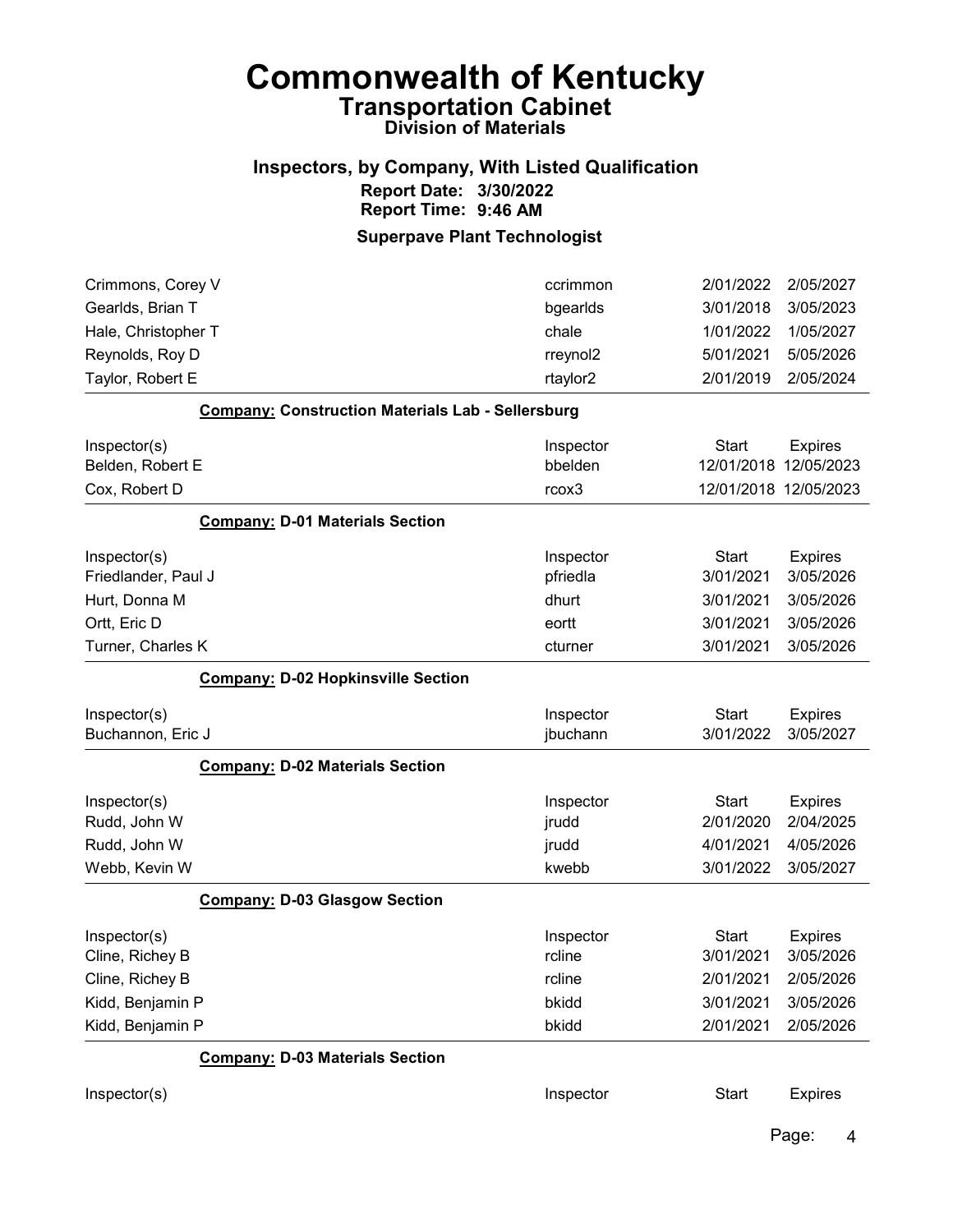# Commonwealth of Kentucky

## Transportation Cabinet

### Division of Materials

### Inspectors, by Company, With Listed Qualification

**Report Date: 3/30/2022**
**Report Time: 9:46 AM**

### Superpave Plant Technologist

| | | | |
|---|---|---|---|
| Crimmons, Corey V | ccrimmon | 2/01/2022 | 2/05/2027 |
| Gearlds, Brian T | bgearlds | 3/01/2018 | 3/05/2023 |
| Hale, Christopher T | chale | 1/01/2022 | 1/05/2027 |
| Reynolds, Roy D | rreynol2 | 5/01/2021 | 5/05/2026 |
| Taylor, Robert E | rtaylor2 | 2/01/2019 | 2/05/2024 |

**Company: Construction Materials Lab - Sellersburg**

| Inspector(s) | Inspector | Start | Expires |
|---|---|---|---|
| Belden, Robert E | bbelden | 12/01/2018 | 12/05/2023 |
| Cox, Robert D | rcox3 | 12/01/2018 | 12/05/2023 |

**Company: D-01 Materials Section**

| Inspector(s) | Inspector | Start | Expires |
|---|---|---|---|
| Friedlander, Paul J | pfriedla | 3/01/2021 | 3/05/2026 |
| Hurt, Donna M | dhurt | 3/01/2021 | 3/05/2026 |
| Ortt, Eric D | eortt | 3/01/2021 | 3/05/2026 |
| Turner, Charles K | cturner | 3/01/2021 | 3/05/2026 |

**Company: D-02 Hopkinsville Section**

| Inspector(s) | Inspector | Start | Expires |
|---|---|---|---|
| Buchannon, Eric J | jbuchann | 3/01/2022 | 3/05/2027 |

**Company: D-02 Materials Section**

| Inspector(s) | Inspector | Start | Expires |
|---|---|---|---|
| Rudd, John W | jrudd | 2/01/2020 | 2/04/2025 |
| Rudd, John W | jrudd | 4/01/2021 | 4/05/2026 |
| Webb, Kevin W | kwebb | 3/01/2022 | 3/05/2027 |

**Company: D-03 Glasgow Section**

| Inspector(s) | Inspector | Start | Expires |
|---|---|---|---|
| Cline, Richey B | rcline | 3/01/2021 | 3/05/2026 |
| Cline, Richey B | rcline | 2/01/2021 | 2/05/2026 |
| Kidd, Benjamin P | bkidd | 3/01/2021 | 3/05/2026 |
| Kidd, Benjamin P | bkidd | 2/01/2021 | 2/05/2026 |

**Company: D-03 Materials Section**

| Inspector(s) | Inspector | Start | Expires |
|---|---|---|---|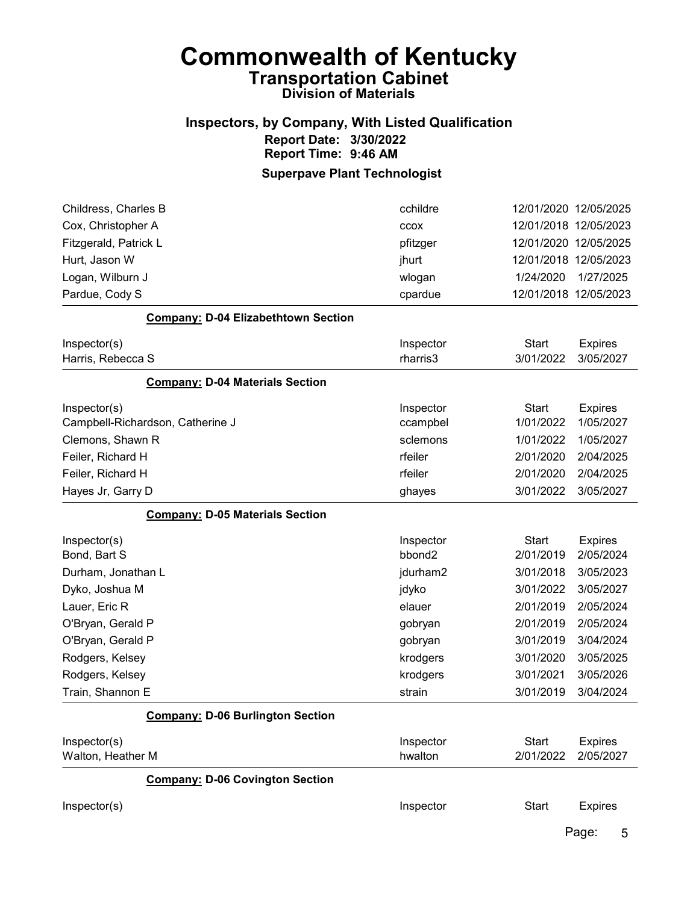# Commonwealth of Kentucky
## Transportation Cabinet
### Division of Materials

### Inspectors, by Company, With Listed Qualification
**Report Date: 3/30/2022**
**Report Time: 9:46 AM**

### Superpave Plant Technologist

| Inspector(s) | Inspector | Start | Expires |
|---|---|---|---|
| Childress, Charles B | cchildre | 12/01/2020 | 12/05/2025 |
| Cox, Christopher A | ccox | 12/01/2018 | 12/05/2023 |
| Fitzgerald, Patrick L | pfitzger | 12/01/2020 | 12/05/2025 |
| Hurt, Jason W | jhurt | 12/01/2018 | 12/05/2023 |
| Logan, Wilburn J | wlogan | 1/24/2020 | 1/27/2025 |
| Pardue, Cody S | cpardue | 12/01/2018 | 12/05/2023 |

**Company:** D-04 Elizabethtown Section

| Inspector(s) | Inspector | Start | Expires |
|---|---|---|---|
| Harris, Rebecca S | rharris3 | 3/01/2022 | 3/05/2027 |

**Company:** D-04 Materials Section

| Inspector(s) | Inspector | Start | Expires |
|---|---|---|---|
| Campbell-Richardson, Catherine J | ccampbel | 1/01/2022 | 1/05/2027 |
| Clemons, Shawn R | sclemons | 1/01/2022 | 1/05/2027 |
| Feiler, Richard H | rfeiler | 2/01/2020 | 2/04/2025 |
| Feiler, Richard H | rfeiler | 2/01/2020 | 2/04/2025 |
| Hayes Jr, Garry D | ghayes | 3/01/2022 | 3/05/2027 |

**Company:** D-05 Materials Section

| Inspector(s) | Inspector | Start | Expires |
|---|---|---|---|
| Bond, Bart S | bbond2 | 2/01/2019 | 2/05/2024 |
| Durham, Jonathan L | jdurham2 | 3/01/2018 | 3/05/2023 |
| Dyko, Joshua M | jdyko | 3/01/2022 | 3/05/2027 |
| Lauer, Eric R | elauer | 2/01/2019 | 2/05/2024 |
| O'Bryan, Gerald P | gobryan | 2/01/2019 | 2/05/2024 |
| O'Bryan, Gerald P | gobryan | 3/01/2019 | 3/04/2024 |
| Rodgers, Kelsey | krodgers | 3/01/2020 | 3/05/2025 |
| Rodgers, Kelsey | krodgers | 3/01/2021 | 3/05/2026 |
| Train, Shannon E | strain | 3/01/2019 | 3/04/2024 |

**Company:** D-06 Burlington Section

| Inspector(s) | Inspector | Start | Expires |
|---|---|---|---|
| Walton, Heather M | hwalton | 2/01/2022 | 2/05/2027 |

**Company:** D-06 Covington Section

| Inspector(s) | Inspector | Start | Expires |
|---|---|---|---|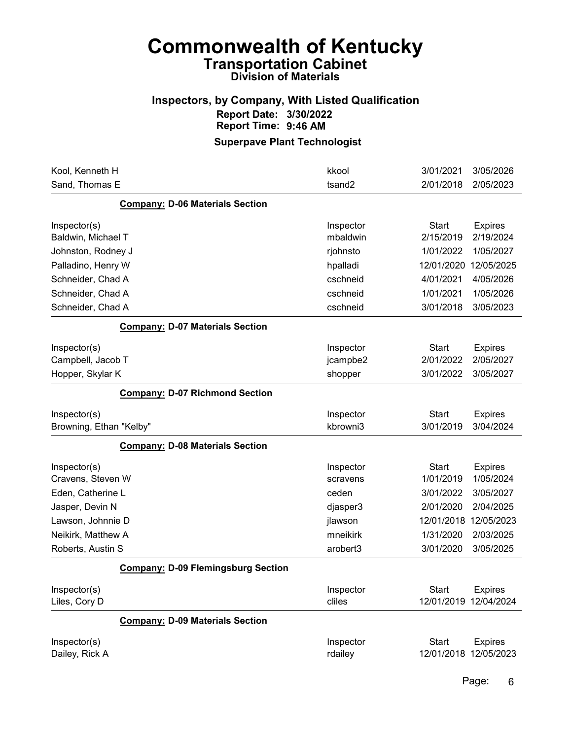# Commonwealth of Kentucky

## Transportation Cabinet

### Division of Materials

### Inspectors, by Company, With Listed Qualification

**Report Date: 3/30/2022**
**Report Time: 9:46 AM**

### Superpave Plant Technologist

| | | | |
|---|---|---|---|
| Kool, Kenneth H | kkool | 3/01/2021 | 3/05/2026 |
| Sand, Thomas E | tsand2 | 2/01/2018 | 2/05/2023 |

**Company: D-06 Materials Section**

| Inspector(s) | Inspector | Start | Expires |
|---|---|---|---|
| Baldwin, Michael T | mbaldwin | 2/15/2019 | 2/19/2024 |
| Johnston, Rodney J | rjohnsto | 1/01/2022 | 1/05/2027 |
| Palladino, Henry W | hpalladi | 12/01/2020 | 12/05/2025 |
| Schneider, Chad A | cschneid | 4/01/2021 | 4/05/2026 |
| Schneider, Chad A | cschneid | 1/01/2021 | 1/05/2026 |
| Schneider, Chad A | cschneid | 3/01/2018 | 3/05/2023 |

**Company: D-07 Materials Section**

| Inspector(s) | Inspector | Start | Expires |
|---|---|---|---|
| Campbell, Jacob T | jcampbe2 | 2/01/2022 | 2/05/2027 |
| Hopper, Skylar K | shopper | 3/01/2022 | 3/05/2027 |

**Company: D-07 Richmond Section**

| Inspector(s) | Inspector | Start | Expires |
|---|---|---|---|
| Browning, Ethan "Kelby" | kbrowni3 | 3/01/2019 | 3/04/2024 |

**Company: D-08 Materials Section**

| Inspector(s) | Inspector | Start | Expires |
|---|---|---|---|
| Cravens, Steven W | scravens | 1/01/2019 | 1/05/2024 |
| Eden, Catherine L | ceden | 3/01/2022 | 3/05/2027 |
| Jasper, Devin N | djasper3 | 2/01/2020 | 2/04/2025 |
| Lawson, Johnnie D | jlawson | 12/01/2018 | 12/05/2023 |
| Neikirk, Matthew A | mneikirk | 1/31/2020 | 2/03/2025 |
| Roberts, Austin S | arobert3 | 3/01/2020 | 3/05/2025 |

**Company: D-09 Flemingsburg Section**

| Inspector(s) | Inspector | Start | Expires |
|---|---|---|---|
| Liles, Cory D | ccliles | 12/01/2019 | 12/04/2024 |

**Company: D-09 Materials Section**

| Inspector(s) | Inspector | Start | Expires |
|---|---|---|---|
| Dailey, Rick A | rdailey | 12/01/2018 | 12/05/2023 |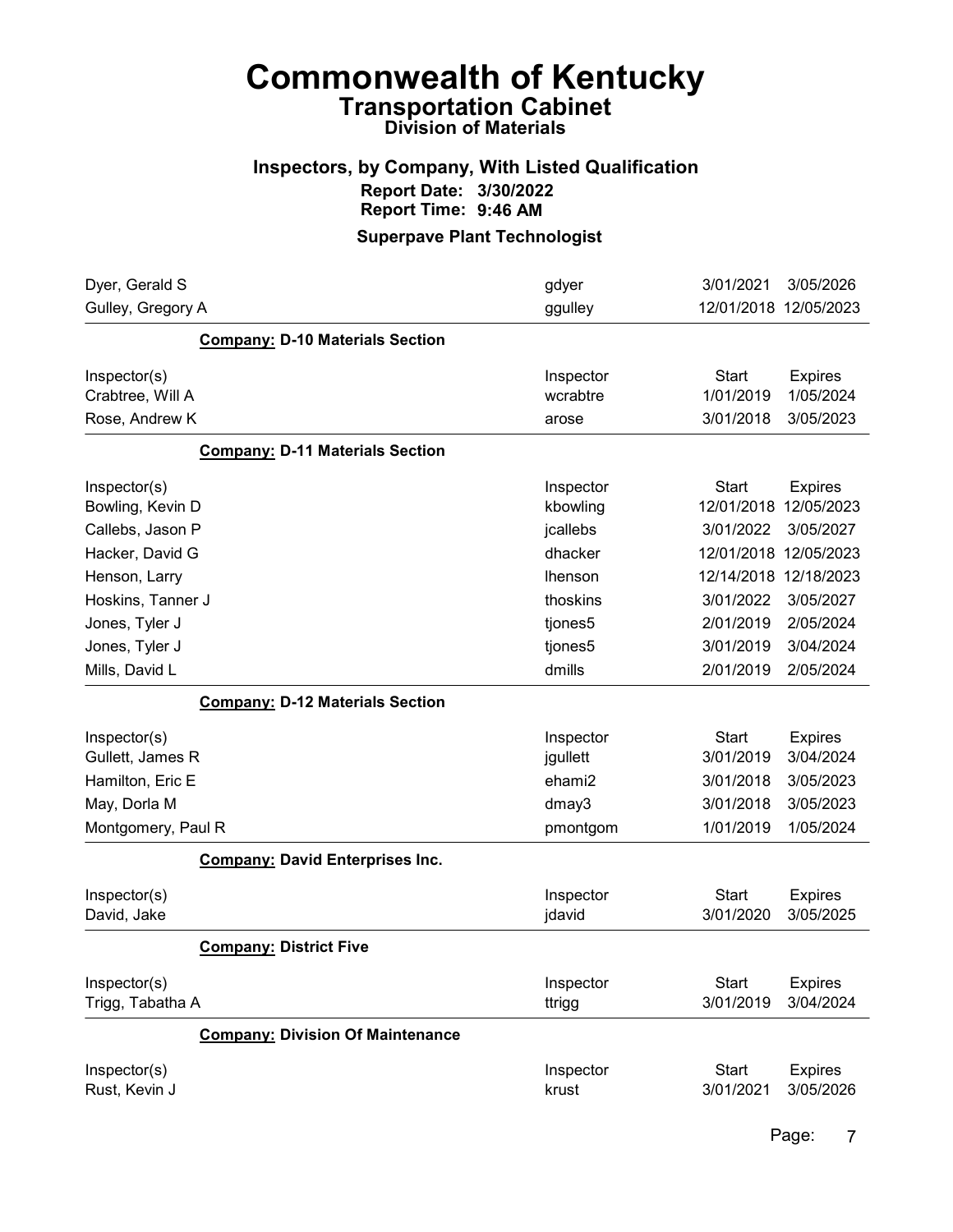# Commonwealth of Kentucky

## Transportation Cabinet

### Division of Materials

### Inspectors, by Company, With Listed Qualification

**Report Date: 3/30/2022**
**Report Time: 9:46 AM**

### Superpave Plant Technologist

| | | | |
|---|---|---|---|
| Dyer, Gerald S | gdyer | 3/01/2021 | 3/05/2026 |
| Gulley, Gregory A | ggulley | 12/01/2018 | 12/05/2023 |

**Company:** D-10 Materials Section

| Inspector(s) | Inspector | Start | Expires |
|---|---|---|---|
| Crabtree, Will A | wcrabtre | 1/01/2019 | 1/05/2024 |
| Rose, Andrew K | arose | 3/01/2018 | 3/05/2023 |

**Company:** D-11 Materials Section

| Inspector(s) | Inspector | Start | Expires |
|---|---|---|---|
| Bowling, Kevin D | kbowling | 12/01/2018 | 12/05/2023 |
| Callebs, Jason P | jcallebs | 3/01/2022 | 3/05/2027 |
| Hacker, David G | dhacker | 12/01/2018 | 12/05/2023 |
| Henson, Larry | lhenson | 12/14/2018 | 12/18/2023 |
| Hoskins, Tanner J | thoskins | 3/01/2022 | 3/05/2027 |
| Jones, Tyler J | tjones5 | 2/01/2019 | 2/05/2024 |
| Jones, Tyler J | tjones5 | 3/01/2019 | 3/04/2024 |
| Mills, David L | dmills | 2/01/2019 | 2/05/2024 |

**Company:** D-12 Materials Section

| Inspector(s) | Inspector | Start | Expires |
|---|---|---|---|
| Gullett, James R | jgullett | 3/01/2019 | 3/04/2024 |
| Hamilton, Eric E | ehami2 | 3/01/2018 | 3/05/2023 |
| May, Dorla M | dmay3 | 3/01/2018 | 3/05/2023 |
| Montgomery, Paul R | pmontgom | 1/01/2019 | 1/05/2024 |

**Company:** David Enterprises Inc.

| Inspector(s) | Inspector | Start | Expires |
|---|---|---|---|
| David, Jake | jdavid | 3/01/2020 | 3/05/2025 |

**Company:** District Five

| Inspector(s) | Inspector | Start | Expires |
|---|---|---|---|
| Trigg, Tabatha A | ttrigg | 3/01/2019 | 3/04/2024 |

**Company:** Division Of Maintenance

| Inspector(s) | Inspector | Start | Expires |
|---|---|---|---|
| Rust, Kevin J | krust | 3/01/2021 | 3/05/2026 |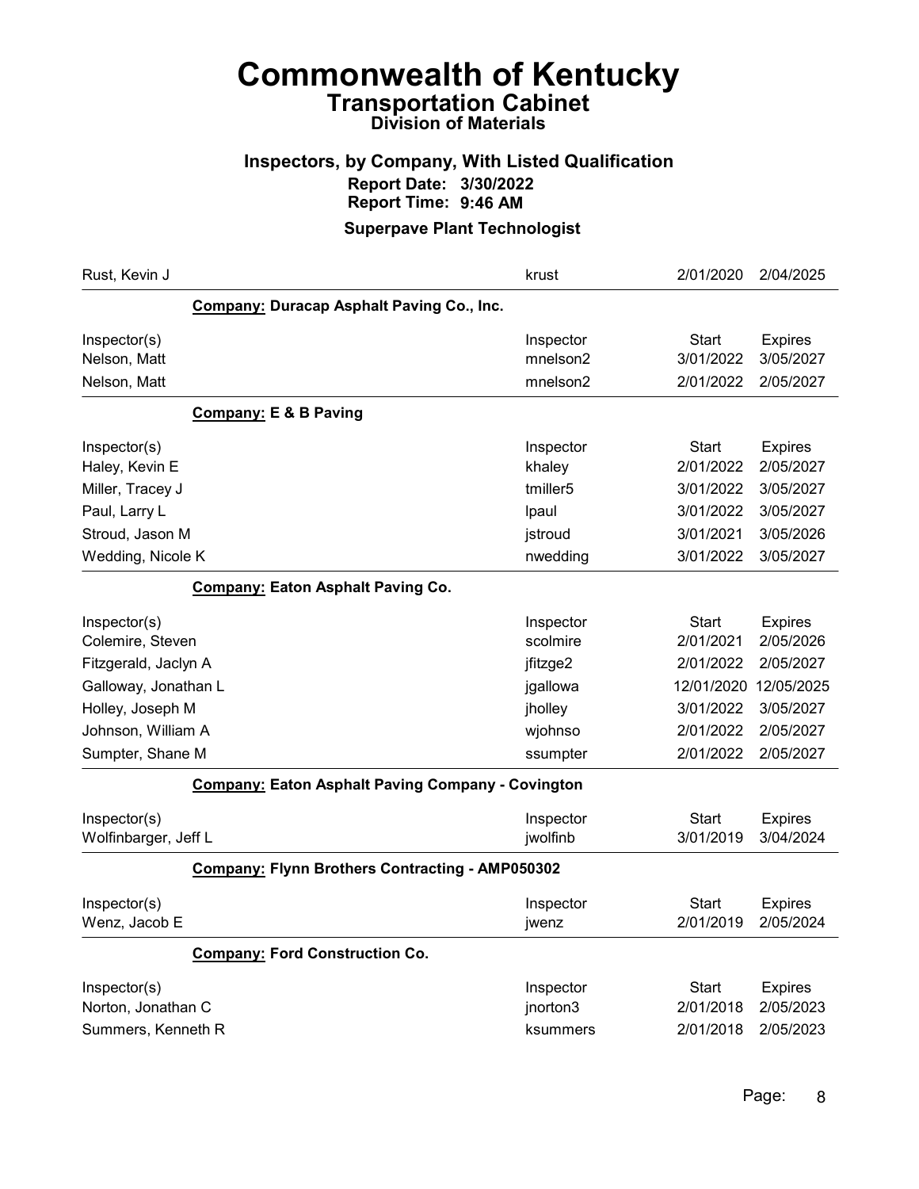# Commonwealth of Kentucky

## Transportation Cabinet

### Division of Materials

### Inspectors, by Company, With Listed Qualification

**Report Date: 3/30/2022**

**Report Time: 9:46 AM**

### Superpave Plant Technologist

| | | | |
|---|---|---|---|
| Rust, Kevin J | krust | 2/01/2020 | 2/04/2025 |

**Company: Duracap Asphalt Paving Co., Inc.**

| Inspector(s) | Inspector | Start | Expires |
|---|---|---|---|
| Nelson, Matt | mnelson2 | 3/01/2022 | 3/05/2027 |
| Nelson, Matt | mnelson2 | 2/01/2022 | 2/05/2027 |

**Company: E & B Paving**

| Inspector(s) | Inspector | Start | Expires |
|---|---|---|---|
| Haley, Kevin E | khaley | 2/01/2022 | 2/05/2027 |
| Miller, Tracey J | tmiller5 | 3/01/2022 | 3/05/2027 |
| Paul, Larry L | lpaul | 3/01/2022 | 3/05/2027 |
| Stroud, Jason M | jstroud | 3/01/2021 | 3/05/2026 |
| Wedding, Nicole K | nwedding | 3/01/2022 | 3/05/2027 |

**Company: Eaton Asphalt Paving Co.**

| Inspector(s) | Inspector | Start | Expires |
|---|---|---|---|
| Colemire, Steven | scolmire | 2/01/2021 | 2/05/2026 |
| Fitzgerald, Jaclyn A | jfitzge2 | 2/01/2022 | 2/05/2027 |
| Galloway, Jonathan L | jgallowa | 12/01/2020 | 12/05/2025 |
| Holley, Joseph M | jholley | 3/01/2022 | 3/05/2027 |
| Johnson, William A | wjohnso | 2/01/2022 | 2/05/2027 |
| Sumpter, Shane M | ssumpter | 2/01/2022 | 2/05/2027 |

**Company: Eaton Asphalt Paving Company - Covington**

| Inspector(s) | Inspector | Start | Expires |
|---|---|---|---|
| Wolfinbarger, Jeff L | jwolfinb | 3/01/2019 | 3/04/2024 |

**Company: Flynn Brothers Contracting - AMP050302**

| Inspector(s) | Inspector | Start | Expires |
|---|---|---|---|
| Wenz, Jacob E | jwenz | 2/01/2019 | 2/05/2024 |

**Company: Ford Construction Co.**

| Inspector(s) | Inspector | Start | Expires |
|---|---|---|---|
| Norton, Jonathan C | jnorton3 | 2/01/2018 | 2/05/2023 |
| Summers, Kenneth R | ksummers | 2/01/2018 | 2/05/2023 |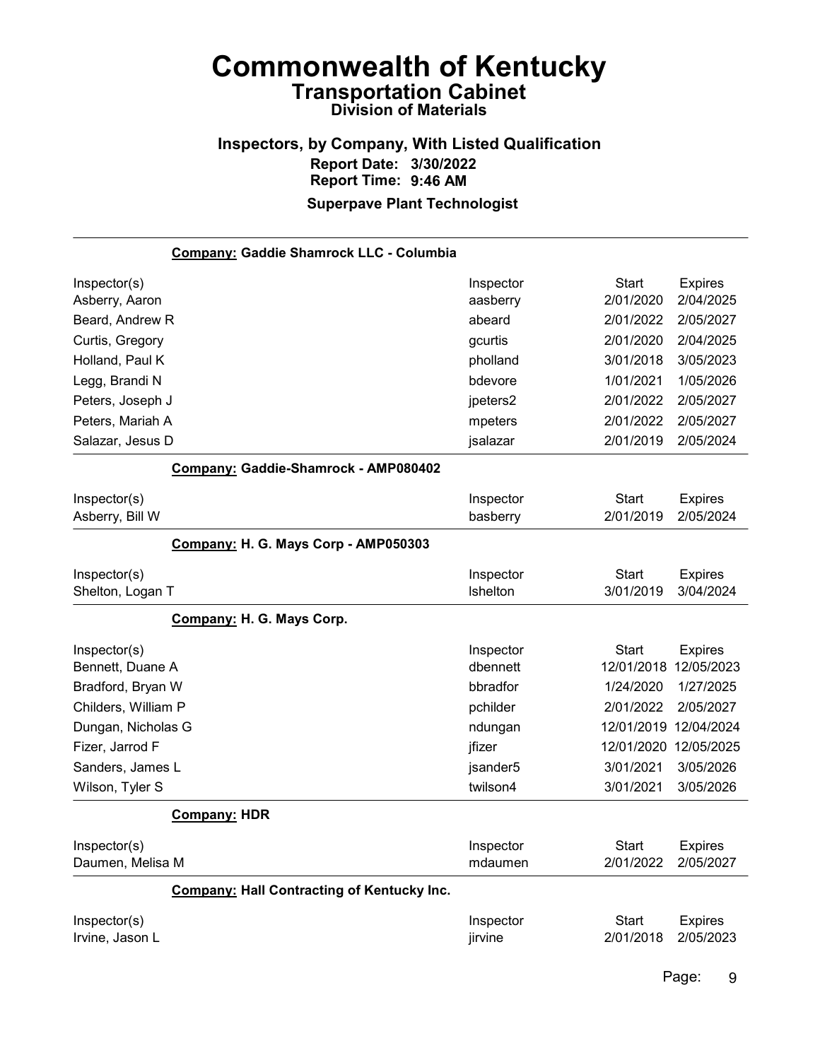# Commonwealth of Kentucky

## Transportation Cabinet

### Division of Materials

### Inspectors, by Company, With Listed Qualification

**Report Date: 3/30/2022**

**Report Time: 9:46 AM**

**Superpave Plant Technologist**

---

**Company: Gaddie Shamrock LLC - Columbia**

| Inspector(s) | Inspector | Start | Expires |
| --- | --- | --- | --- |
| Asberry, Aaron | aasberry | 2/01/2020 | 2/04/2025 |
| Beard, Andrew R | abeard | 2/01/2022 | 2/05/2027 |
| Curtis, Gregory | gcurtis | 2/01/2020 | 2/04/2025 |
| Holland, Paul K | pholland | 3/01/2018 | 3/05/2023 |
| Legg, Brandi N | bdevore | 1/01/2021 | 1/05/2026 |
| Peters, Joseph J | jpeters2 | 2/01/2022 | 2/05/2027 |
| Peters, Mariah A | mpeters | 2/01/2022 | 2/05/2027 |
| Salazar, Jesus D | jsalazar | 2/01/2019 | 2/05/2024 |

**Company: Gaddie-Shamrock - AMP080402**

| Inspector(s) | Inspector | Start | Expires |
| --- | --- | --- | --- |
| Asberry, Bill W | basberry | 2/01/2019 | 2/05/2024 |

**Company: H. G. Mays Corp - AMP050303**

| Inspector(s) | Inspector | Start | Expires |
| --- | --- | --- | --- |
| Shelton, Logan T | lshelton | 3/01/2019 | 3/04/2024 |

**Company: H. G. Mays Corp.**

| Inspector(s) | Inspector | Start | Expires |
| --- | --- | --- | --- |
| Bennett, Duane A | dbennett | 12/01/2018 | 12/05/2023 |
| Bradford, Bryan W | bbradfor | 1/24/2020 | 1/27/2025 |
| Childers, William P | pchilder | 2/01/2022 | 2/05/2027 |
| Dungan, Nicholas G | ndungan | 12/01/2019 | 12/04/2024 |
| Fizer, Jarrod F | jfizer | 12/01/2020 | 12/05/2025 |
| Sanders, James L | jsander5 | 3/01/2021 | 3/05/2026 |
| Wilson, Tyler S | twilson4 | 3/01/2021 | 3/05/2026 |

**Company: HDR**

| Inspector(s) | Inspector | Start | Expires |
| --- | --- | --- | --- |
| Daumen, Melisa M | mdaumen | 2/01/2022 | 2/05/2027 |

**Company: Hall Contracting of Kentucky Inc.**

| Inspector(s) | Inspector | Start | Expires |
| --- | --- | --- | --- |
| Irvine, Jason L | jirvine | 2/01/2018 | 2/05/2023 |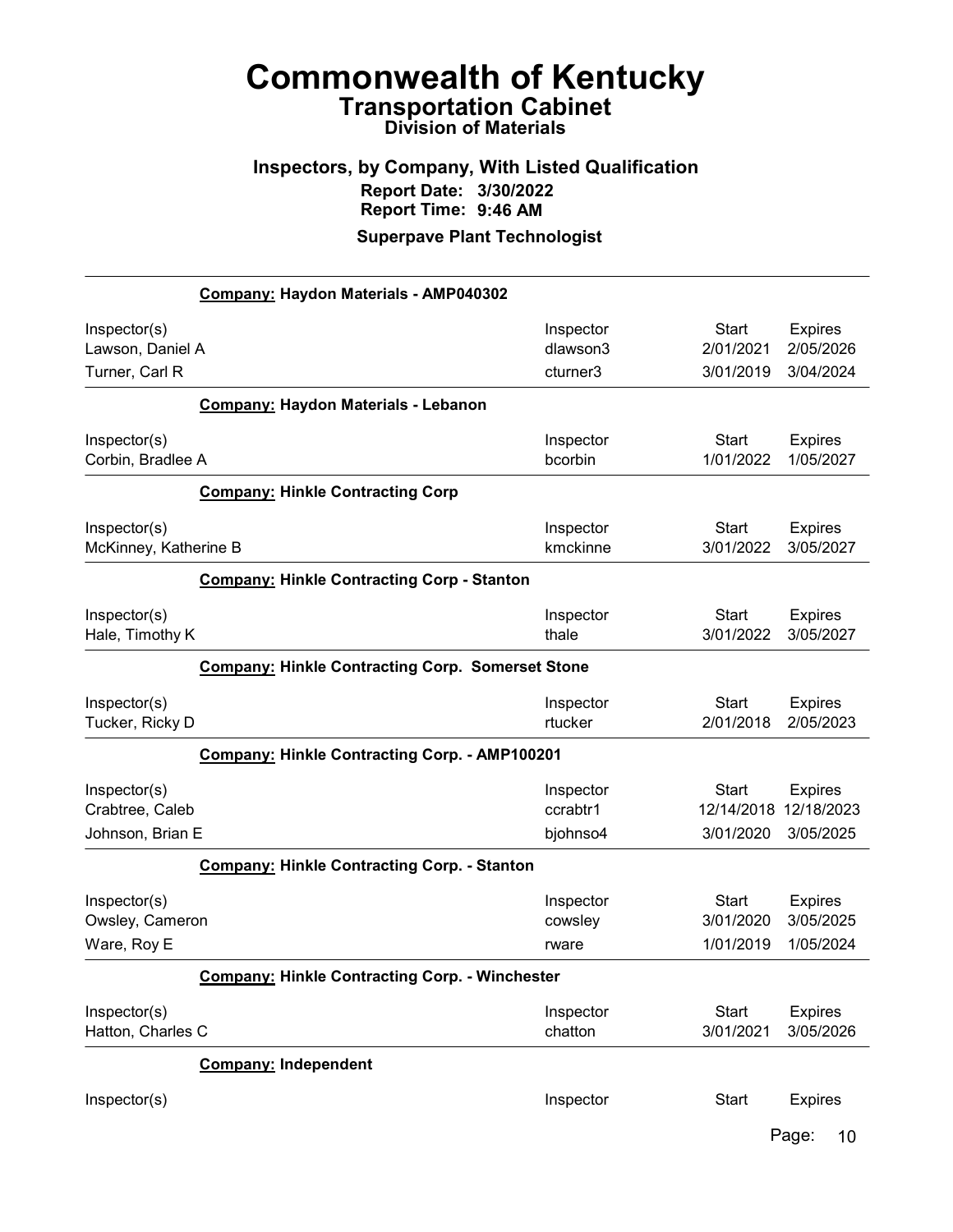# Commonwealth of Kentucky

## Transportation Cabinet

### Division of Materials

### Inspectors, by Company, With Listed Qualification

**Report Date: 3/30/2022**

**Report Time: 9:46 AM**

**Superpave Plant Technologist**

**Company: Haydon Materials - AMP040302**

| Inspector(s) | Inspector | Start | Expires |
|---|---|---|---|
| Lawson, Daniel A | dlawson3 | 2/01/2021 | 2/05/2026 |
| Turner, Carl R | cturner3 | 3/01/2019 | 3/04/2024 |

**Company: Haydon Materials - Lebanon**

| Inspector(s) | Inspector | Start | Expires |
|---|---|---|---|
| Corbin, Bradlee A | bcorbin | 1/01/2022 | 1/05/2027 |

**Company: Hinkle Contracting Corp**

| Inspector(s) | Inspector | Start | Expires |
|---|---|---|---|
| McKinney, Katherine B | kmckinne | 3/01/2022 | 3/05/2027 |

**Company: Hinkle Contracting Corp - Stanton**

| Inspector(s) | Inspector | Start | Expires |
|---|---|---|---|
| Hale, Timothy K | thale | 3/01/2022 | 3/05/2027 |

**Company: Hinkle Contracting Corp. Somerset Stone**

| Inspector(s) | Inspector | Start | Expires |
|---|---|---|---|
| Tucker, Ricky D | rtucker | 2/01/2018 | 2/05/2023 |

**Company: Hinkle Contracting Corp. - AMP100201**

| Inspector(s) | Inspector | Start | Expires |
|---|---|---|---|
| Crabtree, Caleb | ccrabtr1 | 12/14/2018 | 12/18/2023 |
| Johnson, Brian E | bjohnso4 | 3/01/2020 | 3/05/2025 |

**Company: Hinkle Contracting Corp. - Stanton**

| Inspector(s) | Inspector | Start | Expires |
|---|---|---|---|
| Owsley, Cameron | cowsley | 3/01/2020 | 3/05/2025 |
| Ware, Roy E | rware | 1/01/2019 | 1/05/2024 |

**Company: Hinkle Contracting Corp. - Winchester**

| Inspector(s) | Inspector | Start | Expires |
|---|---|---|---|
| Hatton, Charles C | chatton | 3/01/2021 | 3/05/2026 |

**Company: Independent**

| Inspector(s) | Inspector | Start | Expires |
|---|---|---|---|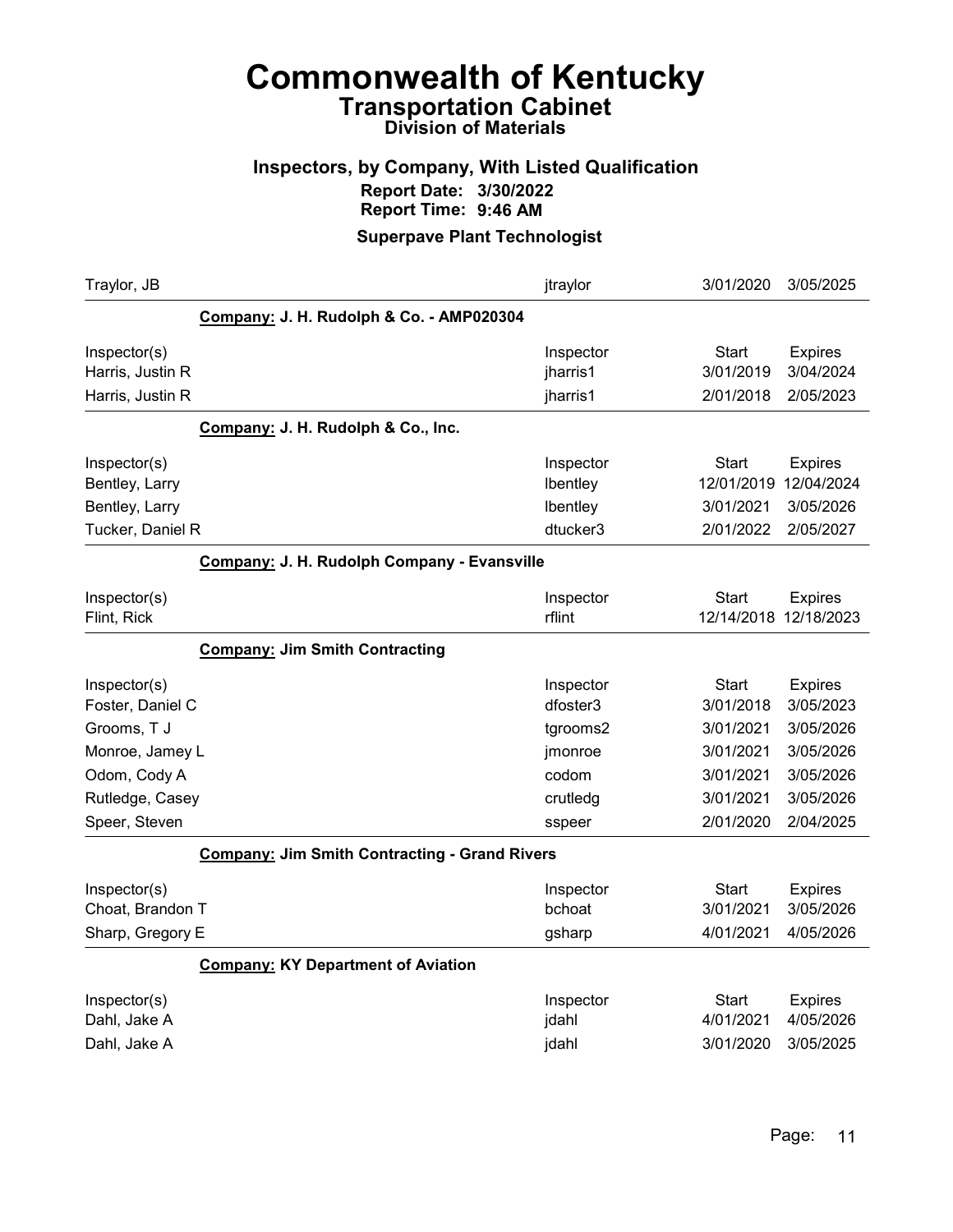# Commonwealth of Kentucky

## Transportation Cabinet

### Division of Materials

### Inspectors, by Company, With Listed Qualification

**Report Date: 3/30/2022**
**Report Time: 9:46 AM**

### Superpave Plant Technologist

| | Inspector | Start | Expires |
|---|---|---|---|
| Traylor, JB | jtraylor | 3/01/2020 | 3/05/2025 |

**Company: J. H. Rudolph & Co. - AMP020304**

| Inspector(s) | Inspector | Start | Expires |
|---|---|---|---|
| Harris, Justin R | jharris1 | 3/01/2019 | 3/04/2024 |
| Harris, Justin R | jharris1 | 2/01/2018 | 2/05/2023 |

**Company: J. H. Rudolph & Co., Inc.**

| Inspector(s) | Inspector | Start | Expires |
|---|---|---|---|
| Bentley, Larry | lbentley | 12/01/2019 | 12/04/2024 |
| Bentley, Larry | lbentley | 3/01/2021 | 3/05/2026 |
| Tucker, Daniel R | dtucker3 | 2/01/2022 | 2/05/2027 |

**Company: J. H. Rudolph Company - Evansville**

| Inspector(s) | Inspector | Start | Expires |
|---|---|---|---|
| Flint, Rick | rflint | 12/14/2018 | 12/18/2023 |

**Company: Jim Smith Contracting**

| Inspector(s) | Inspector | Start | Expires |
|---|---|---|---|
| Foster, Daniel C | dfoster3 | 3/01/2018 | 3/05/2023 |
| Grooms, T J | tgrooms2 | 3/01/2021 | 3/05/2026 |
| Monroe, Jamey L | jmonroe | 3/01/2021 | 3/05/2026 |
| Odom, Cody A | codom | 3/01/2021 | 3/05/2026 |
| Rutledge, Casey | crutledg | 3/01/2021 | 3/05/2026 |
| Speer, Steven | sspeer | 2/01/2020 | 2/04/2025 |

**Company: Jim Smith Contracting - Grand Rivers**

| Inspector(s) | Inspector | Start | Expires |
|---|---|---|---|
| Choat, Brandon T | bchoat | 3/01/2021 | 3/05/2026 |
| Sharp, Gregory E | gsharp | 4/01/2021 | 4/05/2026 |

**Company: KY Department of Aviation**

| Inspector(s) | Inspector | Start | Expires |
|---|---|---|---|
| Dahl, Jake A | jdahl | 4/01/2021 | 4/05/2026 |
| Dahl, Jake A | jdahl | 3/01/2020 | 3/05/2025 |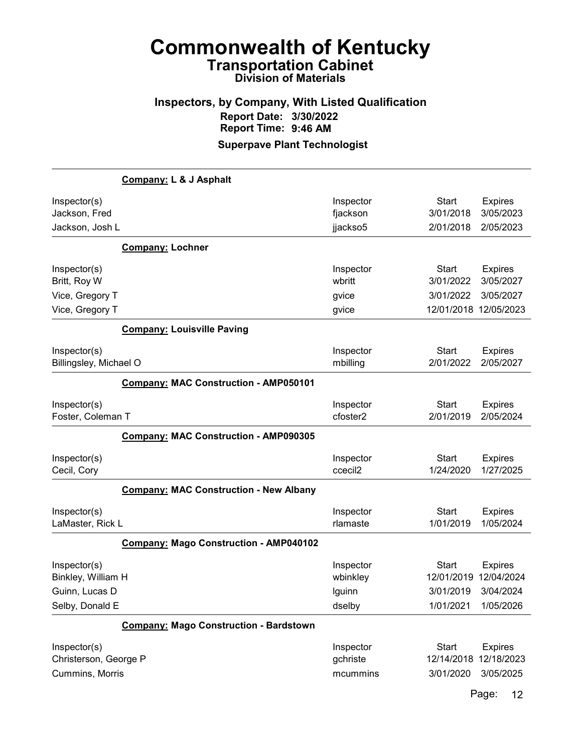# Commonwealth of Kentucky

## Transportation Cabinet

### Division of Materials

### Inspectors, by Company, With Listed Qualification

**Report Date: 3/30/2022**

**Report Time: 9:46 AM**

**Superpave Plant Technologist**

**Company: L & J Asphalt**

| Inspector(s) | Inspector | Start | Expires |
|---|---|---|---|
| Jackson, Fred | fjackson | 3/01/2018 | 3/05/2023 |
| Jackson, Josh L | jjackso5 | 2/01/2018 | 2/05/2023 |

**Company: Lochner**

| Inspector(s) | Inspector | Start | Expires |
|---|---|---|---|
| Britt, Roy W | wbritt | 3/01/2022 | 3/05/2027 |
| Vice, Gregory T | gvice | 3/01/2022 | 3/05/2027 |
| Vice, Gregory T | gvice | 12/01/2018 | 12/05/2023 |

**Company: Louisville Paving**

| Inspector(s) | Inspector | Start | Expires |
|---|---|---|---|
| Billingsley, Michael O | mbilling | 2/01/2022 | 2/05/2027 |

**Company: MAC Construction - AMP050101**

| Inspector(s) | Inspector | Start | Expires |
|---|---|---|---|
| Foster, Coleman T | cfoster2 | 2/01/2019 | 2/05/2024 |

**Company: MAC Construction - AMP090305**

| Inspector(s) | Inspector | Start | Expires |
|---|---|---|---|
| Cecil, Cory | ccecil2 | 1/24/2020 | 1/27/2025 |

**Company: MAC Construction - New Albany**

| Inspector(s) | Inspector | Start | Expires |
|---|---|---|---|
| LaMaster, Rick L | rlamaste | 1/01/2019 | 1/05/2024 |

**Company: Mago Construction - AMP040102**

| Inspector(s) | Inspector | Start | Expires |
|---|---|---|---|
| Binkley, William H | wbinkley | 12/01/2019 | 12/04/2024 |
| Guinn, Lucas D | lguinn | 3/01/2019 | 3/04/2024 |
| Selby, Donald E | dselby | 1/01/2021 | 1/05/2026 |

**Company: Mago Construction - Bardstown**

| Inspector(s) | Inspector | Start | Expires |
|---|---|---|---|
| Christerson, George P | gchriste | 12/14/2018 | 12/18/2023 |
| Cummins, Morris | mcummins | 3/01/2020 | 3/05/2025 |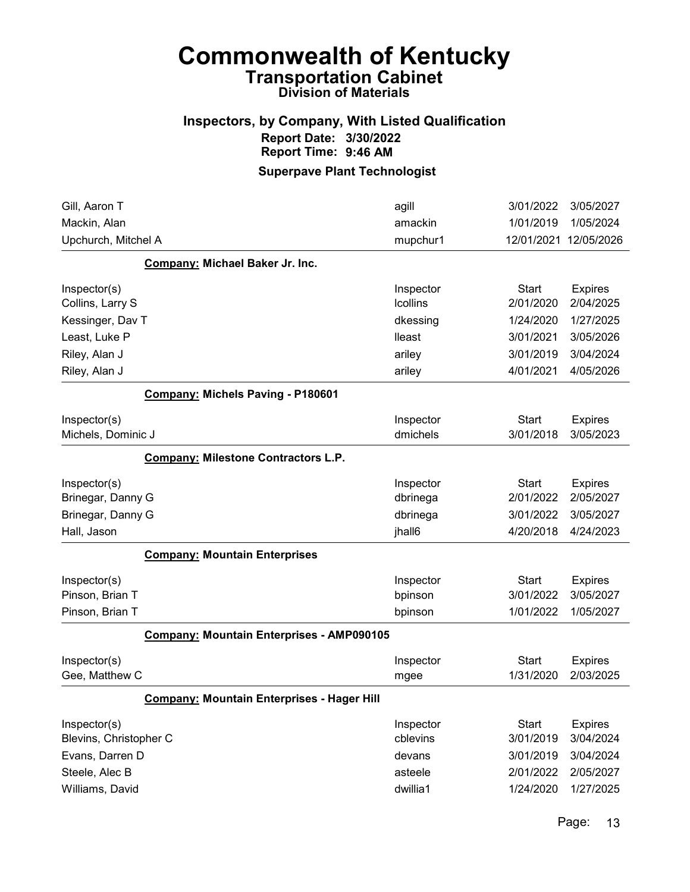# Commonwealth of Kentucky
## Transportation Cabinet
### Division of Materials

### Inspectors, by Company, With Listed Qualification
**Report Date: 3/30/2022**
**Report Time: 9:46 AM**

### Superpave Plant Technologist

| | | | |
|---|---|---|---|
| Gill, Aaron T | agill | 3/01/2022 | 3/05/2027 |
| Mackin, Alan | amackin | 1/01/2019 | 1/05/2024 |
| Upchurch, Mitchel A | mupchur1 | 12/01/2021 | 12/05/2026 |

**Company: Michael Baker Jr. Inc.**

| Inspector(s) | Inspector | Start | Expires |
|---|---|---|---|
| Collins, Larry S | lcollins | 2/01/2020 | 2/04/2025 |
| Kessinger, Dav T | dkessing | 1/24/2020 | 1/27/2025 |
| Least, Luke P | lleast | 3/01/2021 | 3/05/2026 |
| Riley, Alan J | ariley | 3/01/2019 | 3/04/2024 |
| Riley, Alan J | ariley | 4/01/2021 | 4/05/2026 |

**Company: Michels Paving - P180601**

| Inspector(s) | Inspector | Start | Expires |
|---|---|---|---|
| Michels, Dominic J | dmichels | 3/01/2018 | 3/05/2023 |

**Company: Milestone Contractors L.P.**

| Inspector(s) | Inspector | Start | Expires |
|---|---|---|---|
| Brinegar, Danny G | dbrinega | 2/01/2022 | 2/05/2027 |
| Brinegar, Danny G | dbrinega | 3/01/2022 | 3/05/2027 |
| Hall, Jason | jhall6 | 4/20/2018 | 4/24/2023 |

**Company: Mountain Enterprises**

| Inspector(s) | Inspector | Start | Expires |
|---|---|---|---|
| Pinson, Brian T | bpinson | 3/01/2022 | 3/05/2027 |
| Pinson, Brian T | bpinson | 1/01/2022 | 1/05/2027 |

**Company: Mountain Enterprises - AMP090105**

| Inspector(s) | Inspector | Start | Expires |
|---|---|---|---|
| Gee, Matthew C | mgee | 1/31/2020 | 2/03/2025 |

**Company: Mountain Enterprises - Hager Hill**

| Inspector(s) | Inspector | Start | Expires |
|---|---|---|---|
| Blevins, Christopher C | cblevins | 3/01/2019 | 3/04/2024 |
| Evans, Darren D | devans | 3/01/2019 | 3/04/2024 |
| Steele, Alec B | asteele | 2/01/2022 | 2/05/2027 |
| Williams, David | dwillia1 | 1/24/2020 | 1/27/2025 |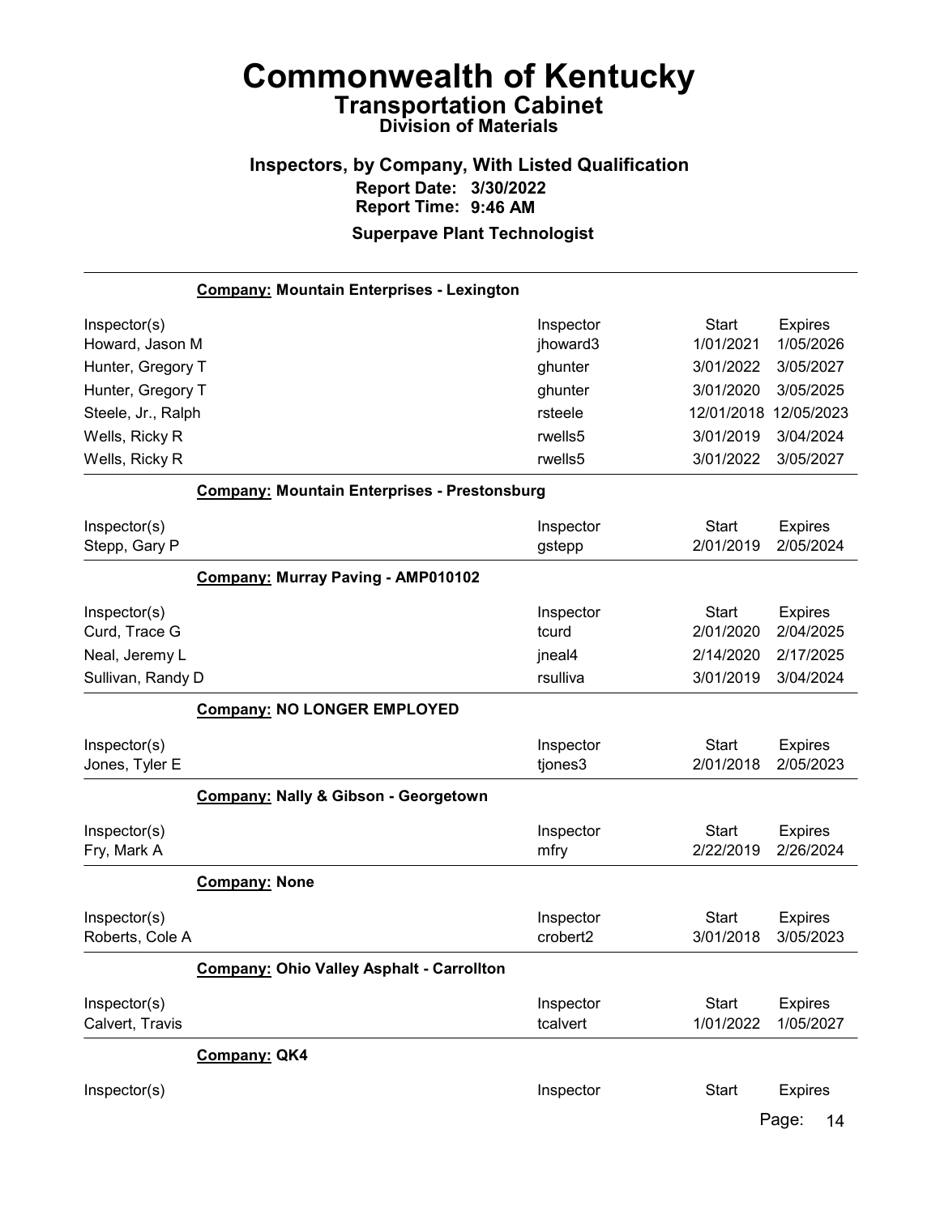# Commonwealth of Kentucky

## Transportation Cabinet

### Division of Materials

### Inspectors, by Company, With Listed Qualification

**Report Date: 3/30/2022**

**Report Time: 9:46 AM**

**Superpave Plant Technologist**

**Company: Mountain Enterprises - Lexington**

| Inspector(s) | Inspector | Start | Expires |
|---|---|---|---|
| Howard, Jason M | jhoward3 | 1/01/2021 | 1/05/2026 |
| Hunter, Gregory T | ghunter | 3/01/2022 | 3/05/2027 |
| Hunter, Gregory T | ghunter | 3/01/2020 | 3/05/2025 |
| Steele, Jr., Ralph | rsteele | 12/01/2018 | 12/05/2023 |
| Wells, Ricky R | rwells5 | 3/01/2019 | 3/04/2024 |
| Wells, Ricky R | rwells5 | 3/01/2022 | 3/05/2027 |

**Company: Mountain Enterprises - Prestonsburg**

| Inspector(s) | Inspector | Start | Expires |
|---|---|---|---|
| Stepp, Gary P | gstepp | 2/01/2019 | 2/05/2024 |

**Company: Murray Paving - AMP010102**

| Inspector(s) | Inspector | Start | Expires |
|---|---|---|---|
| Curd, Trace G | tcurd | 2/01/2020 | 2/04/2025 |
| Neal, Jeremy L | jneal4 | 2/14/2020 | 2/17/2025 |
| Sullivan, Randy D | rsulliva | 3/01/2019 | 3/04/2024 |

**Company: NO LONGER EMPLOYED**

| Inspector(s) | Inspector | Start | Expires |
|---|---|---|---|
| Jones, Tyler E | tjones3 | 2/01/2018 | 2/05/2023 |

**Company: Nally & Gibson - Georgetown**

| Inspector(s) | Inspector | Start | Expires |
|---|---|---|---|
| Fry, Mark A | mfry | 2/22/2019 | 2/26/2024 |

**Company: None**

| Inspector(s) | Inspector | Start | Expires |
|---|---|---|---|
| Roberts, Cole A | crobert2 | 3/01/2018 | 3/05/2023 |

**Company: Ohio Valley Asphalt - Carrollton**

| Inspector(s) | Inspector | Start | Expires |
|---|---|---|---|
| Calvert, Travis | tcalvert | 1/01/2022 | 1/05/2027 |

**Company: QK4**

| Inspector(s) | Inspector | Start | Expires |
|---|---|---|---|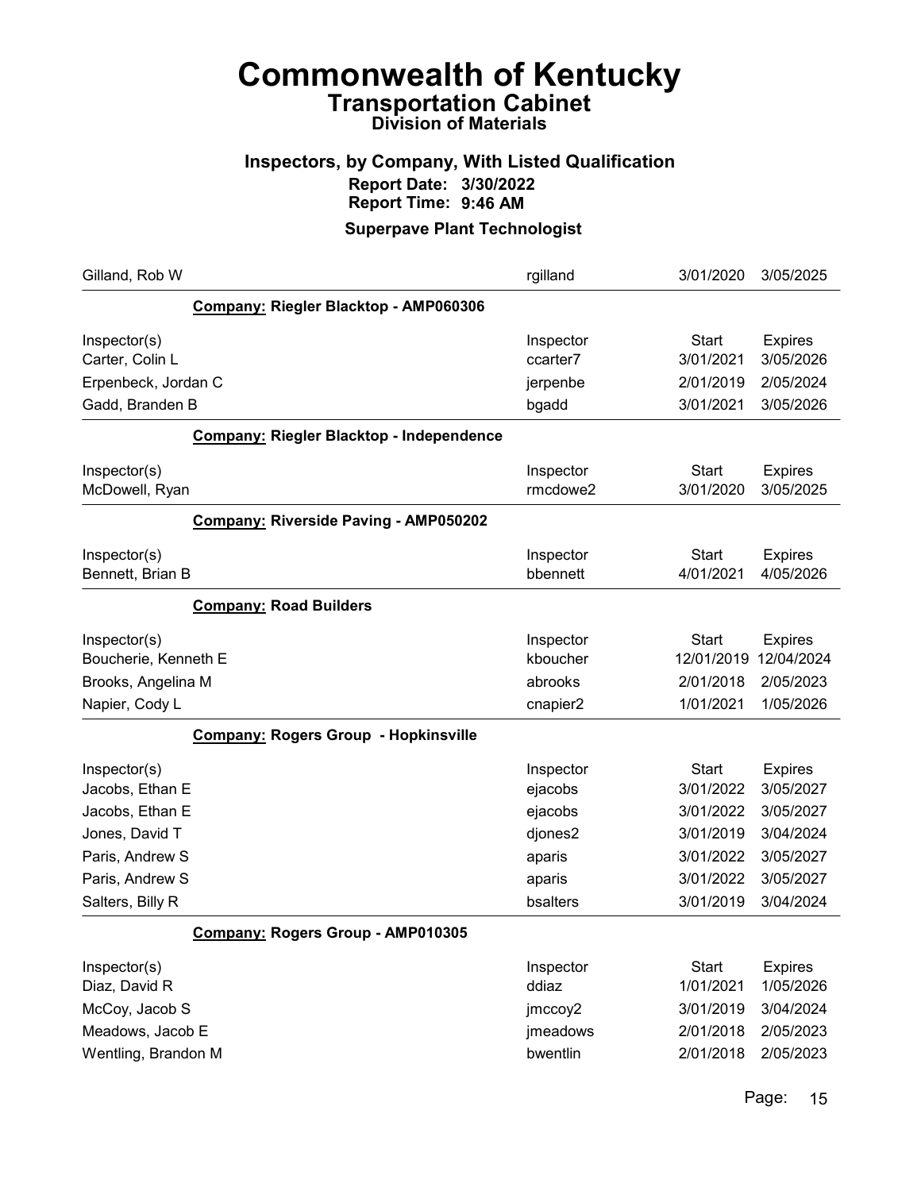# Commonwealth of Kentucky
## Transportation Cabinet
### Division of Materials

### Inspectors, by Company, With Listed Qualification
**Report Date: 3/30/2022**
**Report Time: 9:46 AM**

### Superpave Plant Technologist

| | | | |
|---|---|---|---|
| Gilland, Rob W | rgilland | 3/01/2020 | 3/05/2025 |

**Company: Riegler Blacktop - AMP060306**

| Inspector(s) | Inspector | Start | Expires |
|---|---|---|---|
| Carter, Colin L | ccarter7 | 3/01/2021 | 3/05/2026 |
| Erpenbeck, Jordan C | jerpenbe | 2/01/2019 | 2/05/2024 |
| Gadd, Branden B | bgadd | 3/01/2021 | 3/05/2026 |

**Company: Riegler Blacktop - Independence**

| Inspector(s) | Inspector | Start | Expires |
|---|---|---|---|
| McDowell, Ryan | rmcdowe2 | 3/01/2020 | 3/05/2025 |

**Company: Riverside Paving - AMP050202**

| Inspector(s) | Inspector | Start | Expires |
|---|---|---|---|
| Bennett, Brian B | bbennett | 4/01/2021 | 4/05/2026 |

**Company: Road Builders**

| Inspector(s) | Inspector | Start | Expires |
|---|---|---|---|
| Boucherie, Kenneth E | kboucher | 12/01/2019 | 12/04/2024 |
| Brooks, Angelina M | abrooks | 2/01/2018 | 2/05/2023 |
| Napier, Cody L | cnapier2 | 1/01/2021 | 1/05/2026 |

**Company: Rogers Group - Hopkinsville**

| Inspector(s) | Inspector | Start | Expires |
|---|---|---|---|
| Jacobs, Ethan E | ejacobs | 3/01/2022 | 3/05/2027 |
| Jacobs, Ethan E | ejacobs | 3/01/2022 | 3/05/2027 |
| Jones, David T | djones2 | 3/01/2019 | 3/04/2024 |
| Paris, Andrew S | aparis | 3/01/2022 | 3/05/2027 |
| Paris, Andrew S | aparis | 3/01/2022 | 3/05/2027 |
| Salters, Billy R | bsalters | 3/01/2019 | 3/04/2024 |

**Company: Rogers Group - AMP010305**

| Inspector(s) | Inspector | Start | Expires |
|---|---|---|---|
| Diaz, David R | ddiaz | 1/01/2021 | 1/05/2026 |
| McCoy, Jacob S | jmccoy2 | 3/01/2019 | 3/04/2024 |
| Meadows, Jacob E | jmeadows | 2/01/2018 | 2/05/2023 |
| Wentling, Brandon M | bwentlin | 2/01/2018 | 2/05/2023 |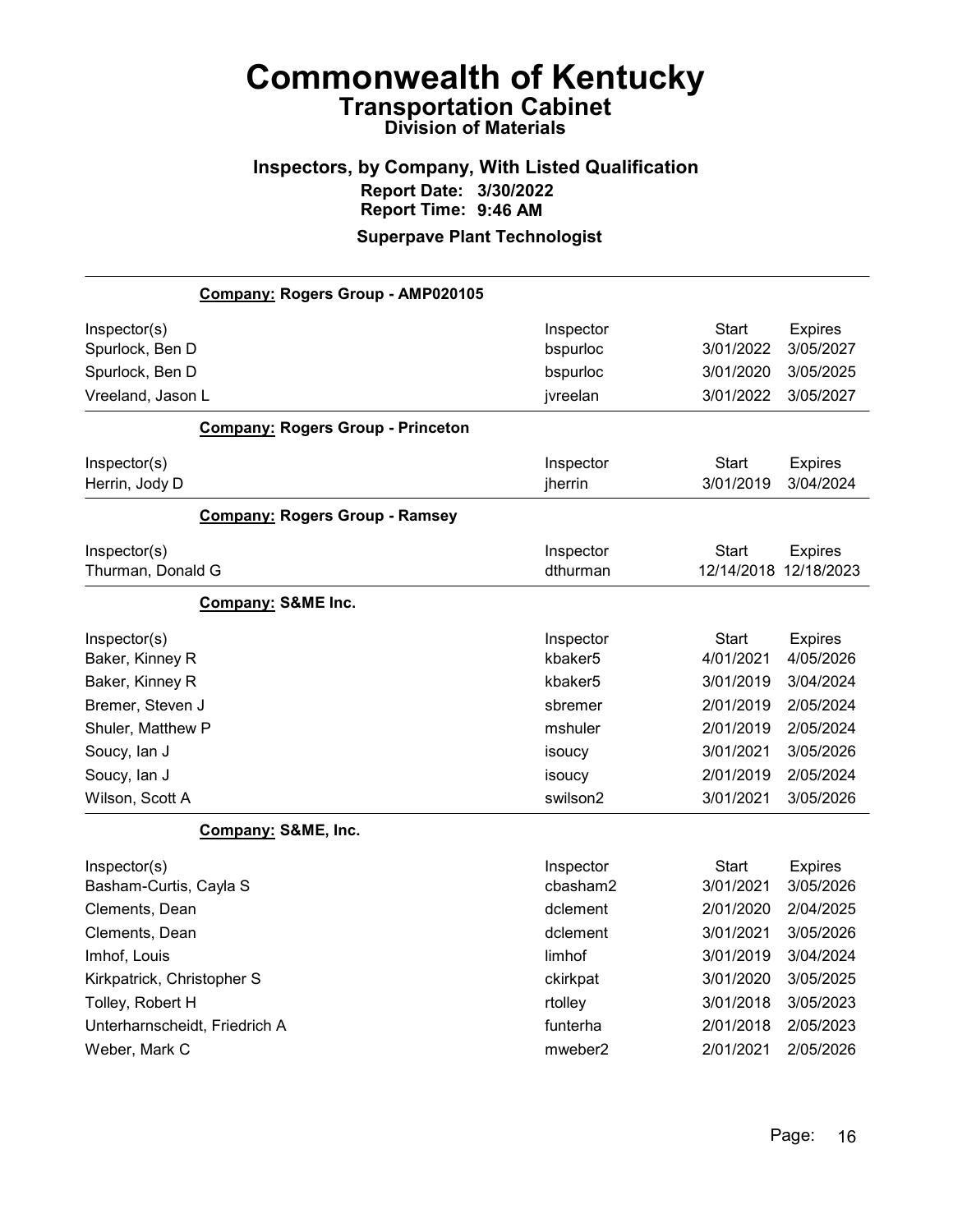# Commonwealth of Kentucky

## Transportation Cabinet

### Division of Materials

### Inspectors, by Company, With Listed Qualification

**Report Date: 3/30/2022**
**Report Time: 9:46 AM**

**Superpave Plant Technologist**

**Company: Rogers Group - AMP020105**

| Inspector(s) | Inspector | Start | Expires |
|---|---|---|---|
| Spurlock, Ben D | bspurloc | 3/01/2022 | 3/05/2027 |
| Spurlock, Ben D | bspurloc | 3/01/2020 | 3/05/2025 |
| Vreeland, Jason L | jvreelan | 3/01/2022 | 3/05/2027 |

**Company: Rogers Group - Princeton**

| Inspector(s) | Inspector | Start | Expires |
|---|---|---|---|
| Herrin, Jody D | jherrin | 3/01/2019 | 3/04/2024 |

**Company: Rogers Group - Ramsey**

| Inspector(s) | Inspector | Start | Expires |
|---|---|---|---|
| Thurman, Donald G | dthurman | 12/14/2018 | 12/18/2023 |

**Company: S&ME Inc.**

| Inspector(s) | Inspector | Start | Expires |
|---|---|---|---|
| Baker, Kinney R | kbaker5 | 4/01/2021 | 4/05/2026 |
| Baker, Kinney R | kbaker5 | 3/01/2019 | 3/04/2024 |
| Bremer, Steven J | sbremer | 2/01/2019 | 2/05/2024 |
| Shuler, Matthew P | mshuler | 2/01/2019 | 2/05/2024 |
| Soucy, Ian J | isoucy | 3/01/2021 | 3/05/2026 |
| Soucy, Ian J | isoucy | 2/01/2019 | 2/05/2024 |
| Wilson, Scott A | swilson2 | 3/01/2021 | 3/05/2026 |

**Company: S&ME, Inc.**

| Inspector(s) | Inspector | Start | Expires |
|---|---|---|---|
| Basham-Curtis, Cayla S | cbasham2 | 3/01/2021 | 3/05/2026 |
| Clements, Dean | dclement | 2/01/2020 | 2/04/2025 |
| Clements, Dean | dclement | 3/01/2021 | 3/05/2026 |
| Imhof, Louis | limhof | 3/01/2019 | 3/04/2024 |
| Kirkpatrick, Christopher S | ckirkpat | 3/01/2020 | 3/05/2025 |
| Tolley, Robert H | rtolley | 3/01/2018 | 3/05/2023 |
| Unterharnscheidt, Friedrich A | funterha | 2/01/2018 | 2/05/2023 |
| Weber, Mark C | mweber2 | 2/01/2021 | 2/05/2026 |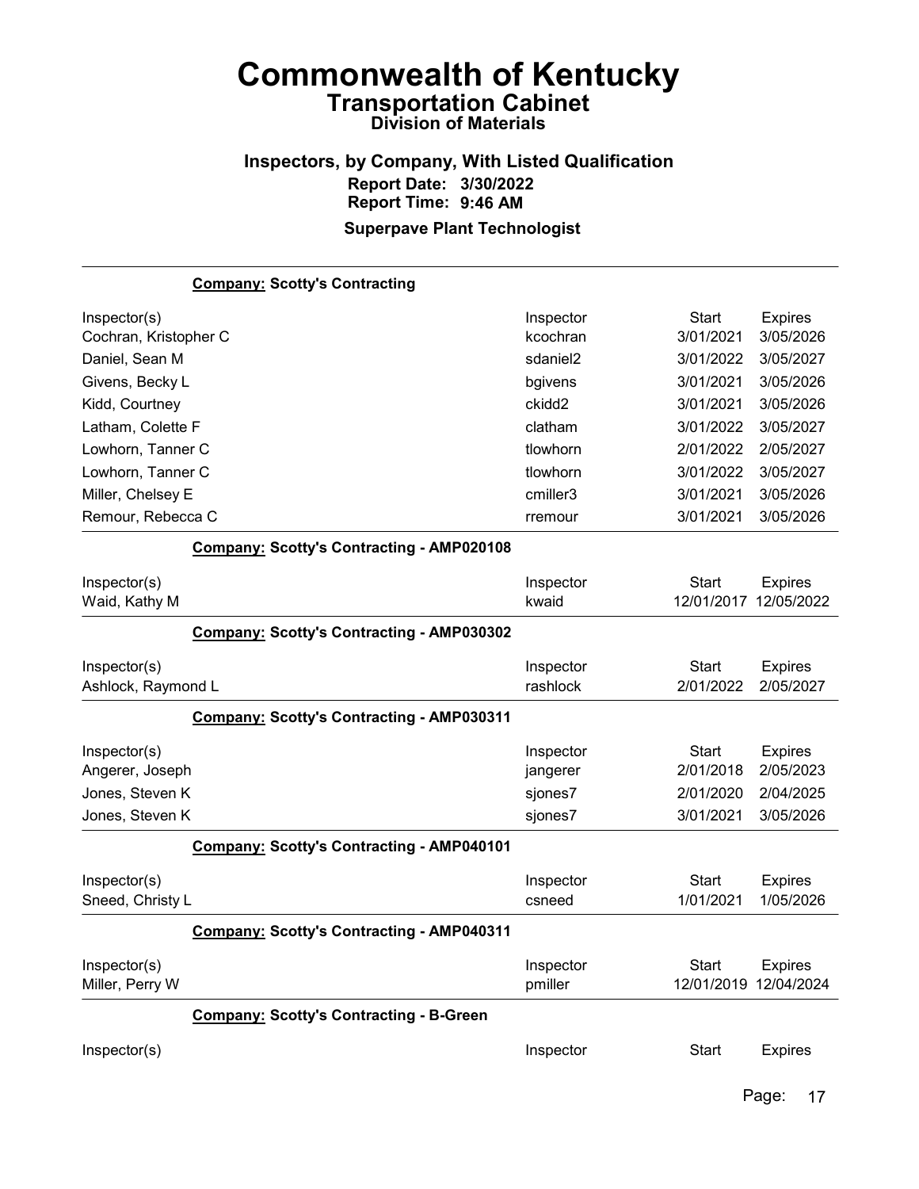# Commonwealth of Kentucky

## Transportation Cabinet

### Division of Materials

### Inspectors, by Company, With Listed Qualification

**Report Date: 3/30/2022**

**Report Time: 9:46 AM**

**Superpave Plant Technologist**

---

**Company: Scotty's Contracting**

| Inspector(s) | Inspector | Start | Expires |
|---|---|---|---|
| Cochran, Kristopher C | kcochran | 3/01/2021 | 3/05/2026 |
| Daniel, Sean M | sdaniel2 | 3/01/2022 | 3/05/2027 |
| Givens, Becky L | bgivens | 3/01/2021 | 3/05/2026 |
| Kidd, Courtney | ckidd2 | 3/01/2021 | 3/05/2026 |
| Latham, Colette F | clatham | 3/01/2022 | 3/05/2027 |
| Lowhorn, Tanner C | tlowhorn | 2/01/2022 | 2/05/2027 |
| Lowhorn, Tanner C | tlowhorn | 3/01/2022 | 3/05/2027 |
| Miller, Chelsey E | cmiller3 | 3/01/2021 | 3/05/2026 |
| Remour, Rebecca C | rremour | 3/01/2021 | 3/05/2026 |

**Company: Scotty's Contracting - AMP020108**

| Inspector(s) | Inspector | Start | Expires |
|---|---|---|---|
| Waid, Kathy M | kwaid | 12/01/2017 | 12/05/2022 |

**Company: Scotty's Contracting - AMP030302**

| Inspector(s) | Inspector | Start | Expires |
|---|---|---|---|
| Ashlock, Raymond L | rashlock | 2/01/2022 | 2/05/2027 |

**Company: Scotty's Contracting - AMP030311**

| Inspector(s) | Inspector | Start | Expires |
|---|---|---|---|
| Angerer, Joseph | jangerer | 2/01/2018 | 2/05/2023 |
| Jones, Steven K | sjones7 | 2/01/2020 | 2/04/2025 |
| Jones, Steven K | sjones7 | 3/01/2021 | 3/05/2026 |

**Company: Scotty's Contracting - AMP040101**

| Inspector(s) | Inspector | Start | Expires |
|---|---|---|---|
| Sneed, Christy L | csneed | 1/01/2021 | 1/05/2026 |

**Company: Scotty's Contracting - AMP040311**

| Inspector(s) | Inspector | Start | Expires |
|---|---|---|---|
| Miller, Perry W | pmiller | 12/01/2019 | 12/04/2024 |

**Company: Scotty's Contracting - B-Green**

| Inspector(s) | Inspector | Start | Expires |
|---|---|---|---|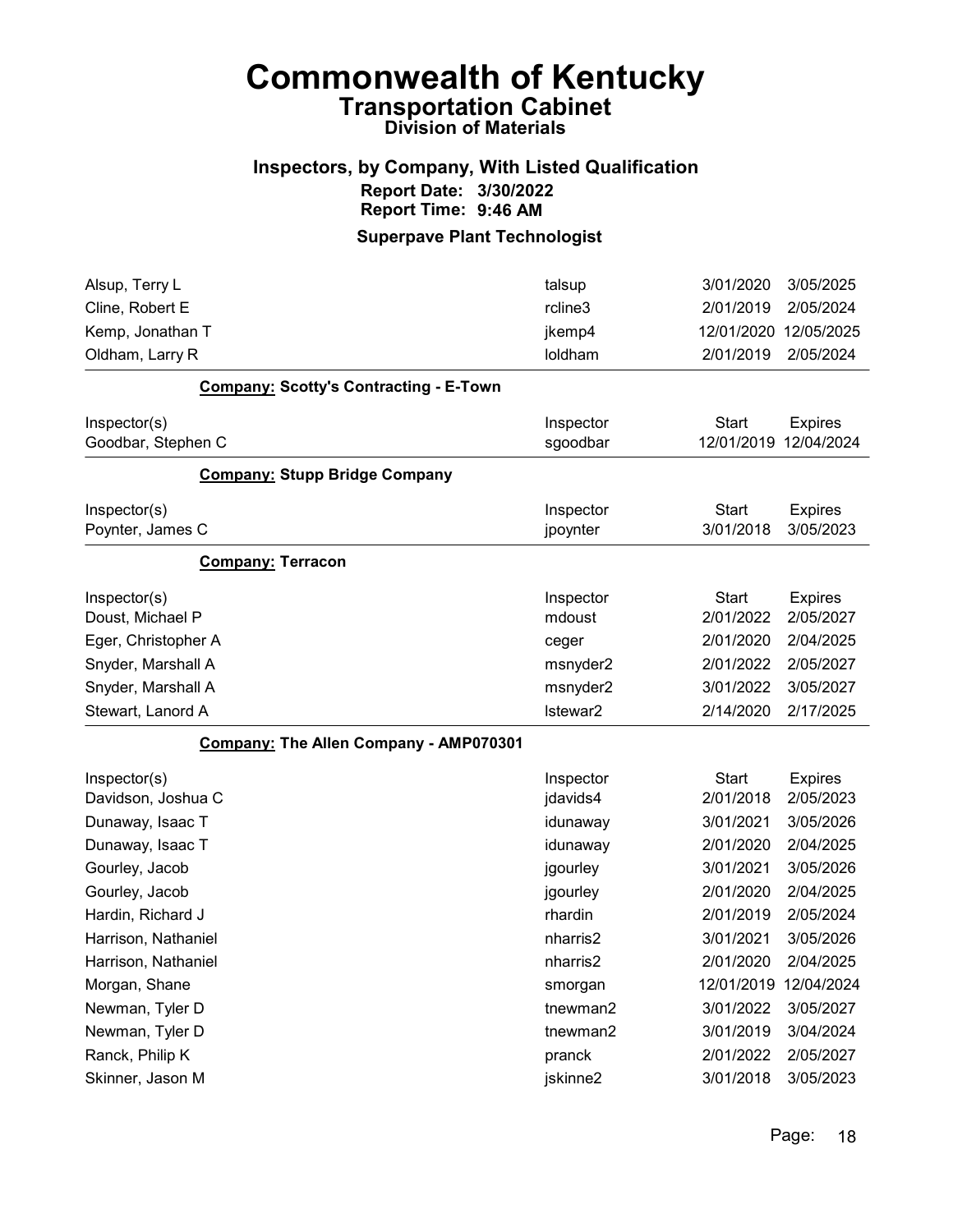# Commonwealth of Kentucky
## Transportation Cabinet
### Division of Materials

### Inspectors, by Company, With Listed Qualification
**Report Date: 3/30/2022**
**Report Time: 9:46 AM**

### Superpave Plant Technologist

| Inspector(s) | Inspector | Start | Expires |
|---|---|---|---|
| Alsup, Terry L | talsup | 3/01/2020 | 3/05/2025 |
| Cline, Robert E | rcline3 | 2/01/2019 | 2/05/2024 |
| Kemp, Jonathan T | jkemp4 | 12/01/2020 | 12/05/2025 |
| Oldham, Larry R | loldham | 2/01/2019 | 2/05/2024 |

**Company: Scotty's Contracting - E-Town**

| Inspector(s) | Inspector | Start | Expires |
|---|---|---|---|
| Goodbar, Stephen C | sgoodbar | 12/01/2019 | 12/04/2024 |

**Company: Stupp Bridge Company**

| Inspector(s) | Inspector | Start | Expires |
|---|---|---|---|
| Poynter, James C | jpoynter | 3/01/2018 | 3/05/2023 |

**Company: Terracon**

| Inspector(s) | Inspector | Start | Expires |
|---|---|---|---|
| Doust, Michael P | mdoust | 2/01/2022 | 2/05/2027 |
| Eger, Christopher A | ceger | 2/01/2020 | 2/04/2025 |
| Snyder, Marshall A | msnyder2 | 2/01/2022 | 2/05/2027 |
| Snyder, Marshall A | msnyder2 | 3/01/2022 | 3/05/2027 |
| Stewart, Lanord A | lstewar2 | 2/14/2020 | 2/17/2025 |

**Company: The Allen Company - AMP070301**

| Inspector(s) | Inspector | Start | Expires |
|---|---|---|---|
| Davidson, Joshua C | jdavids4 | 2/01/2018 | 2/05/2023 |
| Dunaway, Isaac T | idunaway | 3/01/2021 | 3/05/2026 |
| Dunaway, Isaac T | idunaway | 2/01/2020 | 2/04/2025 |
| Gourley, Jacob | jgourley | 3/01/2021 | 3/05/2026 |
| Gourley, Jacob | jgourley | 2/01/2020 | 2/04/2025 |
| Hardin, Richard J | rhardin | 2/01/2019 | 2/05/2024 |
| Harrison, Nathaniel | nharris2 | 3/01/2021 | 3/05/2026 |
| Harrison, Nathaniel | nharris2 | 2/01/2020 | 2/04/2025 |
| Morgan, Shane | smorgan | 12/01/2019 | 12/04/2024 |
| Newman, Tyler D | tnewman2 | 3/01/2022 | 3/05/2027 |
| Newman, Tyler D | tnewman2 | 3/01/2019 | 3/04/2024 |
| Ranck, Philip K | pranck | 2/01/2022 | 2/05/2027 |
| Skinner, Jason M | jskinne2 | 3/01/2018 | 3/05/2023 |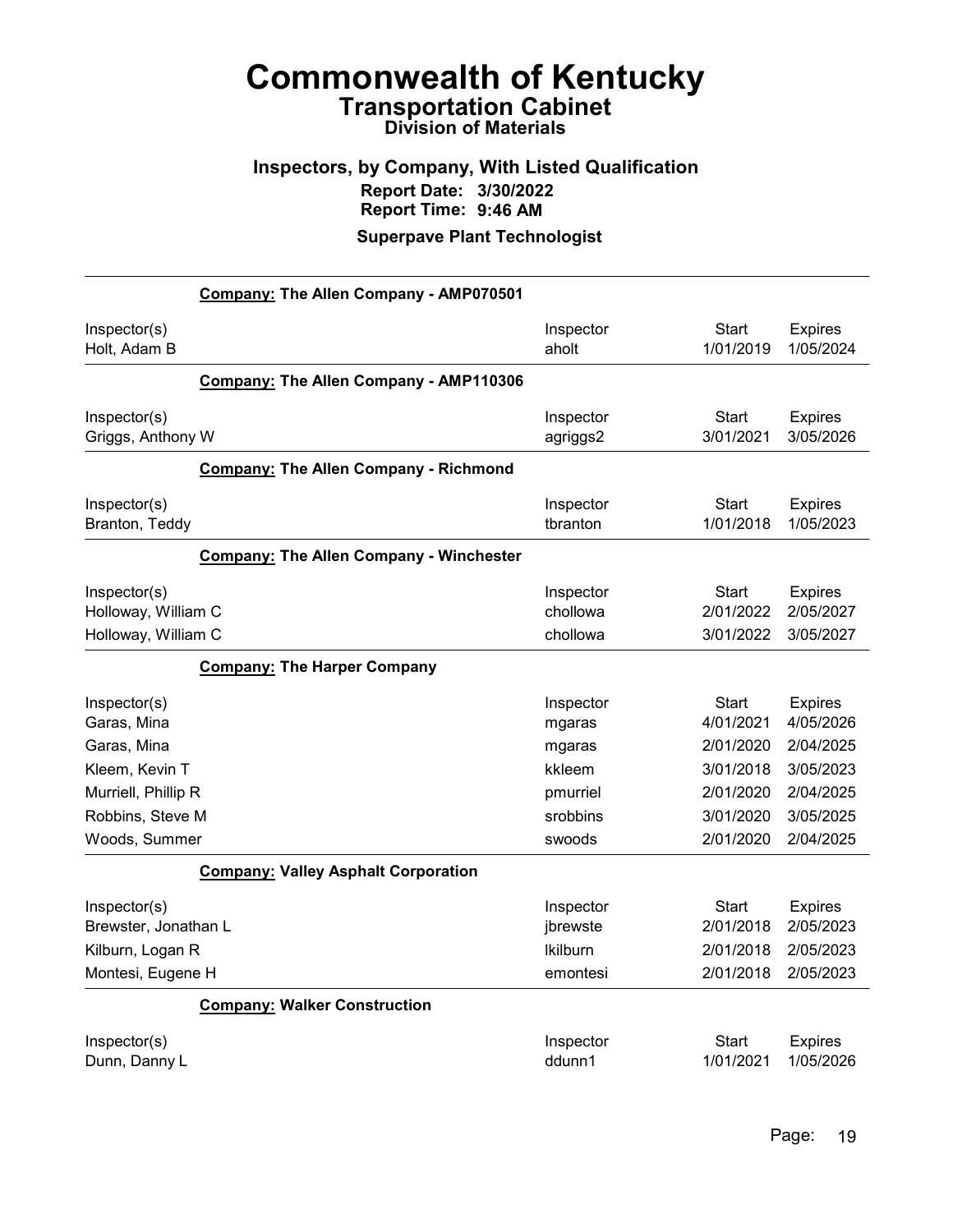# Commonwealth of Kentucky

## Transportation Cabinet

### Division of Materials

### Inspectors, by Company, With Listed Qualification

**Report Date:** 3/30/2022
**Report Time:** 9:46 AM

### Superpave Plant Technologist

**Company:** The Allen Company - AMP070501

| Inspector(s) | Inspector | Start | Expires |
|---|---|---|---|
| Holt, Adam B | aholt | 1/01/2019 | 1/05/2024 |

**Company:** The Allen Company - AMP110306

| Inspector(s) | Inspector | Start | Expires |
|---|---|---|---|
| Griggs, Anthony W | agriggs2 | 3/01/2021 | 3/05/2026 |

**Company:** The Allen Company - Richmond

| Inspector(s) | Inspector | Start | Expires |
|---|---|---|---|
| Branton, Teddy | tbranton | 1/01/2018 | 1/05/2023 |

**Company:** The Allen Company - Winchester

| Inspector(s) | Inspector | Start | Expires |
|---|---|---|---|
| Holloway, William C | chollowa | 2/01/2022 | 2/05/2027 |
| Holloway, William C | chollowa | 3/01/2022 | 3/05/2027 |

**Company:** The Harper Company

| Inspector(s) | Inspector | Start | Expires |
|---|---|---|---|
| Garas, Mina | mgaras | 4/01/2021 | 4/05/2026 |
| Garas, Mina | mgaras | 2/01/2020 | 2/04/2025 |
| Kleem, Kevin T | kkleem | 3/01/2018 | 3/05/2023 |
| Murriell, Phillip R | pmurriel | 2/01/2020 | 2/04/2025 |
| Robbins, Steve M | srobbins | 3/01/2020 | 3/05/2025 |
| Woods, Summer | swoods | 2/01/2020 | 2/04/2025 |

**Company:** Valley Asphalt Corporation

| Inspector(s) | Inspector | Start | Expires |
|---|---|---|---|
| Brewster, Jonathan L | jbrewste | 2/01/2018 | 2/05/2023 |
| Kilburn, Logan R | lkilburn | 2/01/2018 | 2/05/2023 |
| Montesi, Eugene H | emontesi | 2/01/2018 | 2/05/2023 |

**Company:** Walker Construction

| Inspector(s) | Inspector | Start | Expires |
|---|---|---|---|
| Dunn, Danny L | ddunn1 | 1/01/2021 | 1/05/2026 |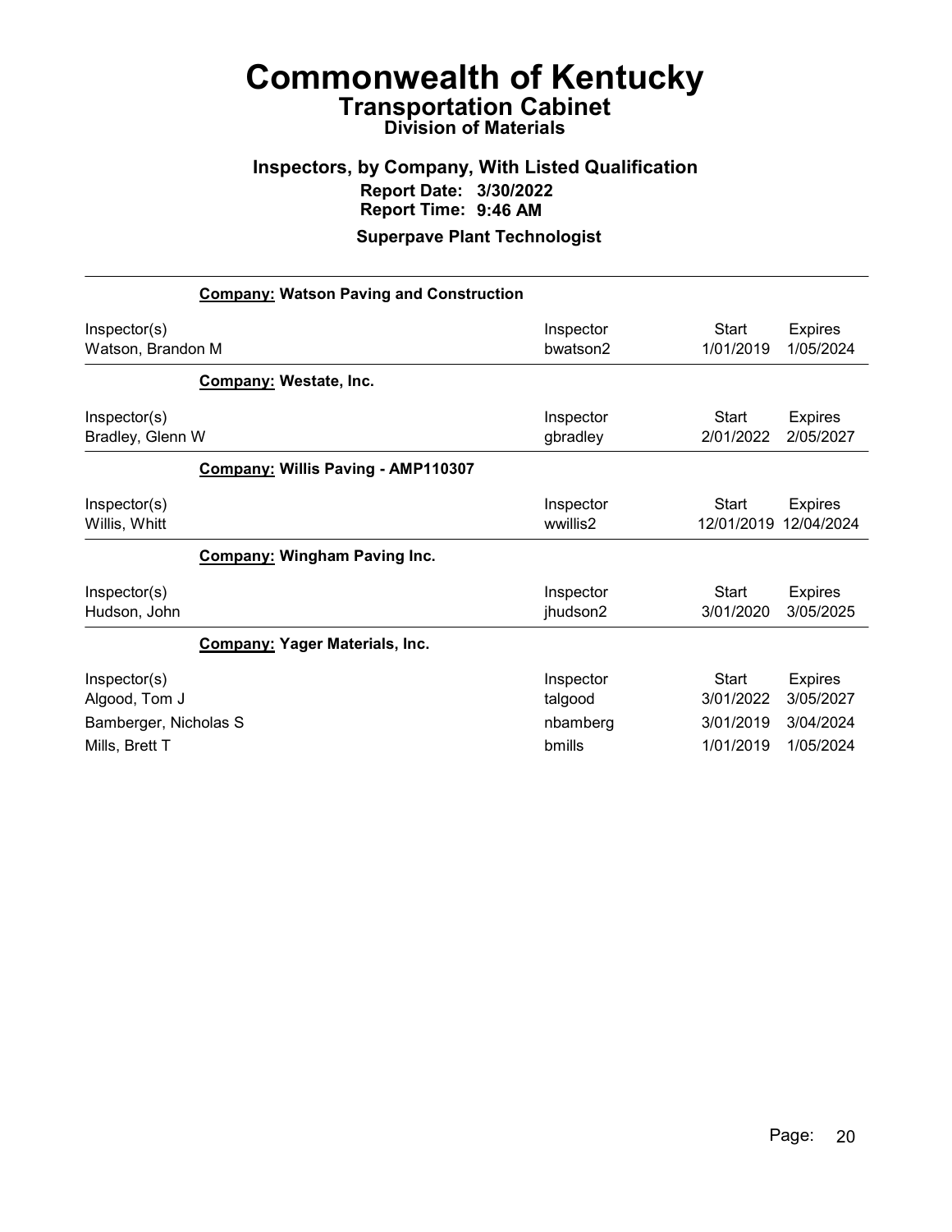# Commonwealth of Kentucky
## Transportation Cabinet
### Division of Materials

### Inspectors, by Company, With Listed Qualification

**Report Date: 3/30/2022**
**Report Time: 9:46 AM**

**Superpave Plant Technologist**

**Company: Watson Paving and Construction**

| Inspector(s) | Inspector | Start | Expires |
|---|---|---|---|
| Watson, Brandon M | bwatson2 | 1/01/2019 | 1/05/2024 |

**Company: Westate, Inc.**

| Inspector(s) | Inspector | Start | Expires |
|---|---|---|---|
| Bradley, Glenn W | gbradley | 2/01/2022 | 2/05/2027 |

**Company: Willis Paving - AMP110307**

| Inspector(s) | Inspector | Start | Expires |
|---|---|---|---|
| Willis, Whitt | wwillis2 | 12/01/2019 | 12/04/2024 |

**Company: Wingham Paving Inc.**

| Inspector(s) | Inspector | Start | Expires |
|---|---|---|---|
| Hudson, John | jhudson2 | 3/01/2020 | 3/05/2025 |

**Company: Yager Materials, Inc.**

| Inspector(s) | Inspector | Start | Expires |
|---|---|---|---|
| Algood, Tom J | talgood | 3/01/2022 | 3/05/2027 |
| Bamberger, Nicholas S | nbamberg | 3/01/2019 | 3/04/2024 |
| Mills, Brett T | bmills | 1/01/2019 | 1/05/2024 |